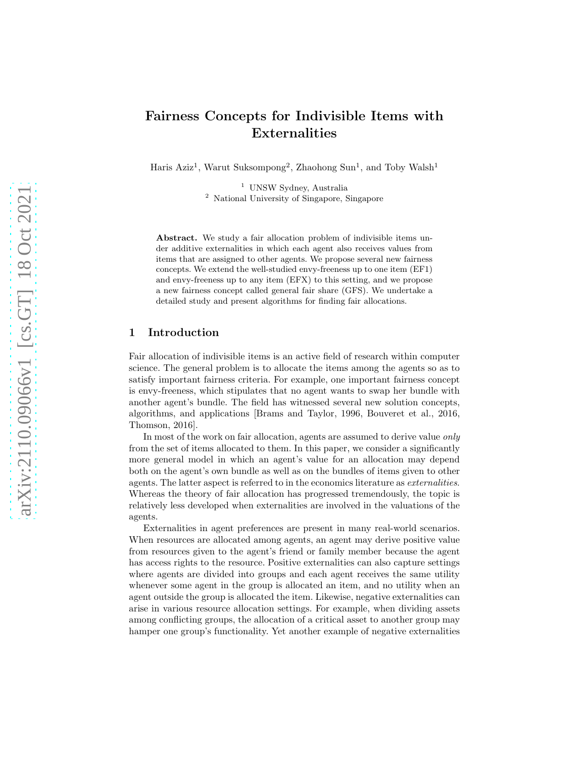# Fairness Concepts for Indivisible Items with Externalities

Haris Aziz[1], Warut Suksompong[2], Zhaohong Sun[1], and Toby Walsh[1]

[1] UNSW Sydney, Australia
[2] National University of Singapore, Singapore

**Abstract.** We study a fair allocation problem of indivisible items under additive externalities in which each agent also receives values from items that are assigned to other agents. We propose several new fairness concepts. We extend the well-studied envy-freeness up to one item (EF1) and envy-freeness up to any item (EFX) to this setting, and we propose a new fairness concept called general fair share (GFS). We undertake a detailed study and present algorithms for finding fair allocations.

## 1 Introduction

Fair allocation of indivisible items is an active field of research within computer science. The general problem is to allocate the items among the agents so as to satisfy important fairness criteria. For example, one important fairness concept is envy-freeness, which stipulates that no agent wants to swap her bundle with another agent's bundle. The field has witnessed several new solution concepts, algorithms, and applications [Brams and Taylor, 1996, Bouveret et al., 2016, Thomson, 2016].

In most of the work on fair allocation, agents are assumed to derive value *only* from the set of items allocated to them. In this paper, we consider a significantly more general model in which an agent's value for an allocation may depend both on the agent's own bundle as well as on the bundles of items given to other agents. The latter aspect is referred to in the economics literature as *externalities*. Whereas the theory of fair allocation has progressed tremendously, the topic is relatively less developed when externalities are involved in the valuations of the agents.

Externalities in agent preferences are present in many real-world scenarios. When resources are allocated among agents, an agent may derive positive value from resources given to the agent's friend or family member because the agent has access rights to the resource. Positive externalities can also capture settings where agents are divided into groups and each agent receives the same utility whenever some agent in the group is allocated an item, and no utility when an agent outside the group is allocated the item. Likewise, negative externalities can arise in various resource allocation settings. For example, when dividing assets among conflicting groups, the allocation of a critical asset to another group may hamper one group's functionality. Yet another example of negative externalities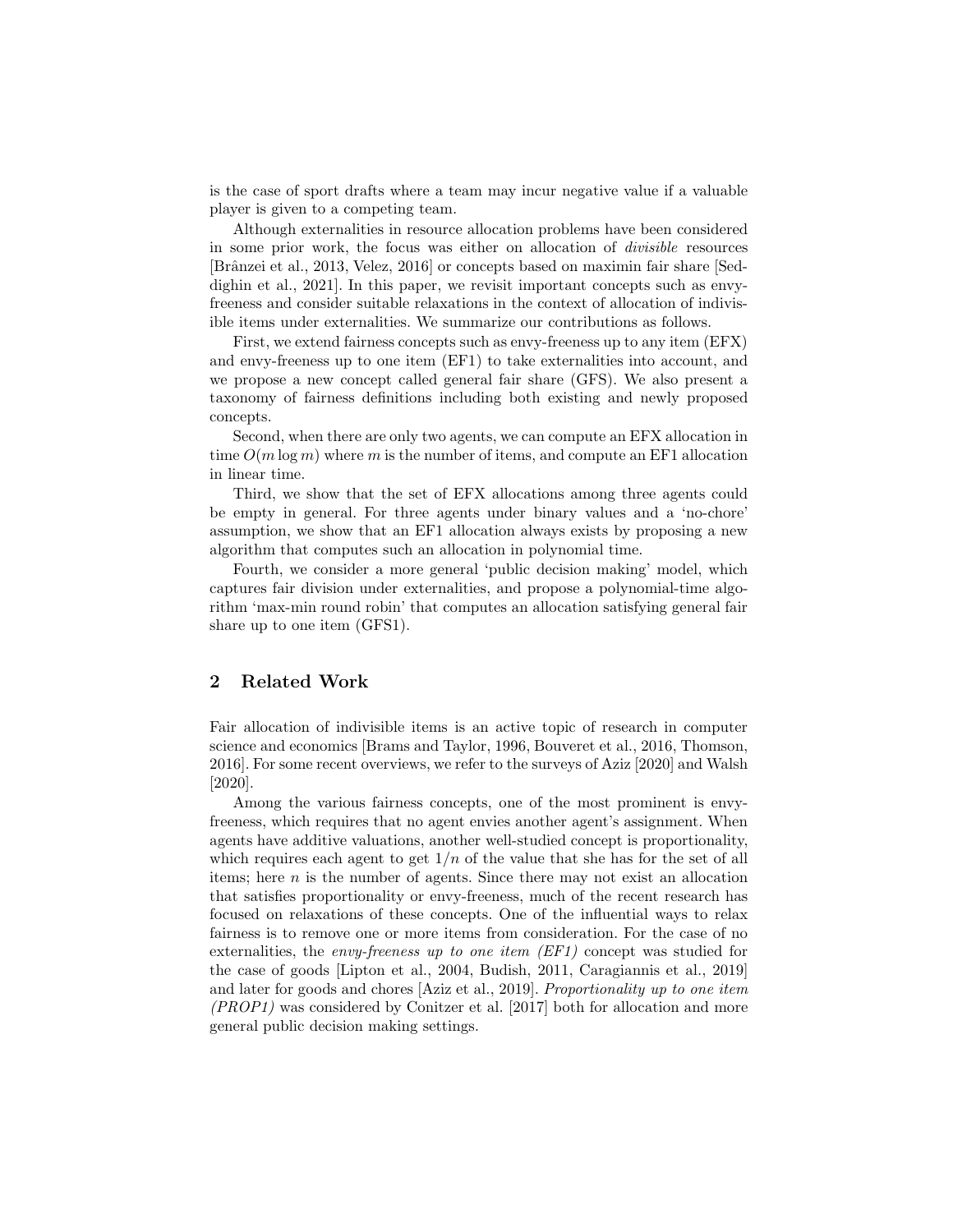is the case of sport drafts where a team may incur negative value if a valuable player is given to a competing team.

Although externalities in resource allocation problems have been considered in some prior work, the focus was either on allocation of *divisible* resources [Brânzei et al., 2013, Velez, 2016] or concepts based on maximin fair share [Seddighin et al., 2021]. In this paper, we revisit important concepts such as envy-freeness and consider suitable relaxations in the context of allocation of indivisible items under externalities. We summarize our contributions as follows.

First, we extend fairness concepts such as envy-freeness up to any item (EFX) and envy-freeness up to one item (EF1) to take externalities into account, and we propose a new concept called general fair share (GFS). We also present a taxonomy of fairness definitions including both existing and newly proposed concepts.

Second, when there are only two agents, we can compute an EFX allocation in time $O(m \log m)$ where $m$ is the number of items, and compute an EF1 allocation in linear time.

Third, we show that the set of EFX allocations among three agents could be empty in general. For three agents under binary values and a 'no-chore' assumption, we show that an EF1 allocation always exists by proposing a new algorithm that computes such an allocation in polynomial time.

Fourth, we consider a more general 'public decision making' model, which captures fair division under externalities, and propose a polynomial-time algorithm 'max-min round robin' that computes an allocation satisfying general fair share up to one item (GFS1).

## 2 Related Work

Fair allocation of indivisible items is an active topic of research in computer science and economics [Brams and Taylor, 1996, Bouveret et al., 2016, Thomson, 2016]. For some recent overviews, we refer to the surveys of Aziz [2020] and Walsh [2020].

Among the various fairness concepts, one of the most prominent is envy-freeness, which requires that no agent envies another agent's assignment. When agents have additive valuations, another well-studied concept is proportionality, which requires each agent to get $1/n$ of the value that she has for the set of all items; here $n$ is the number of agents. Since there may not exist an allocation that satisfies proportionality or envy-freeness, much of the recent research has focused on relaxations of these concepts. One of the influential ways to relax fairness is to remove one or more items from consideration. For the case of no externalities, the *envy-freeness up to one item (EF1)* concept was studied for the case of goods [Lipton et al., 2004, Budish, 2011, Caragiannis et al., 2019] and later for goods and chores [Aziz et al., 2019]. *Proportionality up to one item (PROP1)* was considered by Conitzer et al. [2017] both for allocation and more general public decision making settings.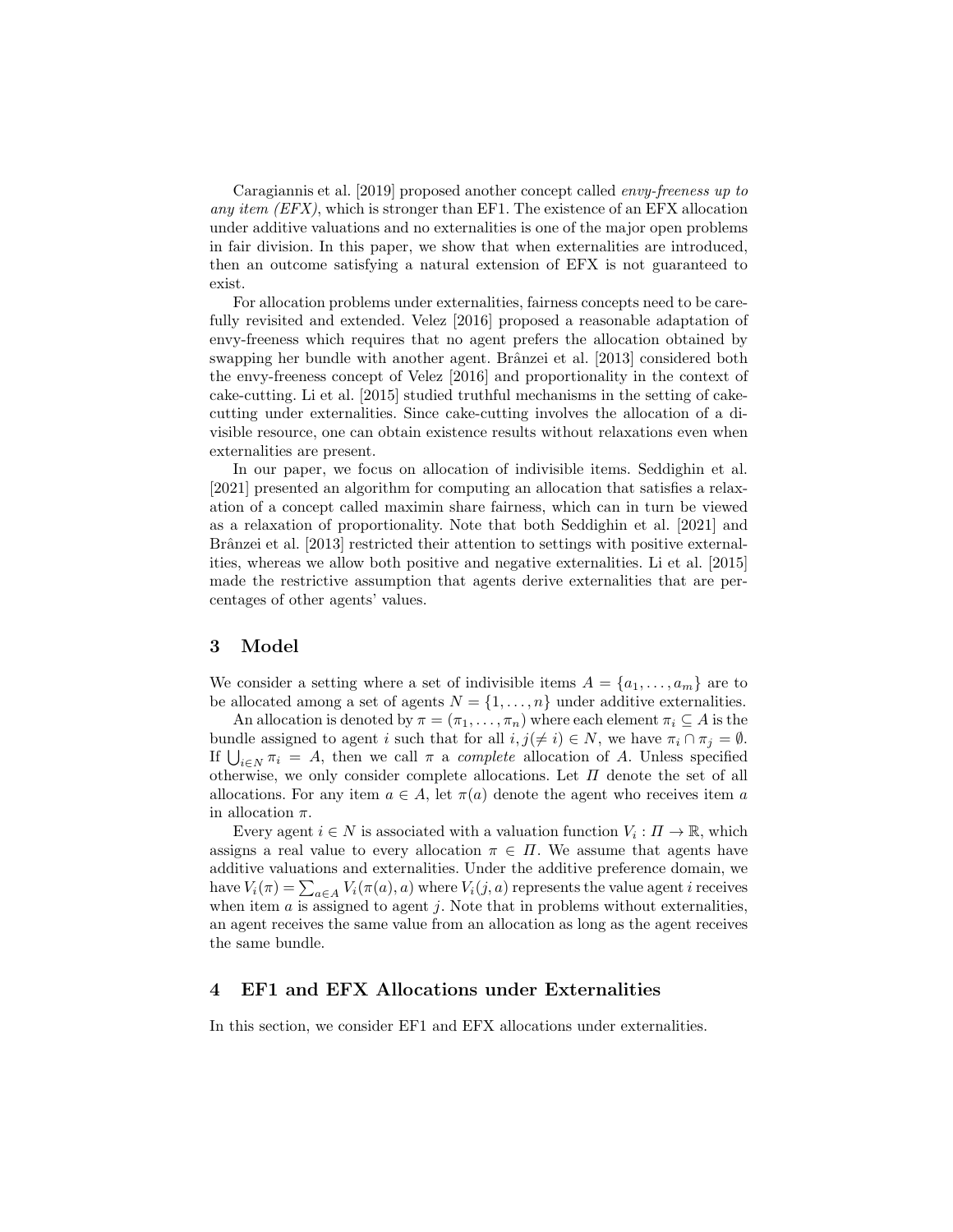Caragiannis et al. [2019] proposed another concept called *envy-freeness up to any item (EFX)*, which is stronger than EF1. The existence of an EFX allocation under additive valuations and no externalities is one of the major open problems in fair division. In this paper, we show that when externalities are introduced, then an outcome satisfying a natural extension of EFX is not guaranteed to exist.

For allocation problems under externalities, fairness concepts need to be carefully revisited and extended. Velez [2016] proposed a reasonable adaptation of envy-freeness which requires that no agent prefers the allocation obtained by swapping her bundle with another agent. Brânzei et al. [2013] considered both the envy-freeness concept of Velez [2016] and proportionality in the context of cake-cutting. Li et al. [2015] studied truthful mechanisms in the setting of cake-cutting under externalities. Since cake-cutting involves the allocation of a divisible resource, one can obtain existence results without relaxations even when externalities are present.

In our paper, we focus on allocation of indivisible items. Seddighin et al. [2021] presented an algorithm for computing an allocation that satisfies a relaxation of a concept called maximin share fairness, which can in turn be viewed as a relaxation of proportionality. Note that both Seddighin et al. [2021] and Brânzei et al. [2013] restricted their attention to settings with positive externalities, whereas we allow both positive and negative externalities. Li et al. [2015] made the restrictive assumption that agents derive externalities that are percentages of other agents' values.

## 3 Model

We consider a setting where a set of indivisible items $A = \{a_1, \ldots, a_m\}$ are to be allocated among a set of agents $N = \{1, \ldots, n\}$ under additive externalities.

An allocation is denoted by $\pi = (\pi_1, \ldots, \pi_n)$ where each element $\pi_i \subseteq A$ is the bundle assigned to agent $i$ such that for all $i, j (\neq i) \in N$, we have $\pi_i \cap \pi_j = \emptyset$. If $\bigcup_{i \in N} \pi_i = A$, then we call $\pi$ a *complete* allocation of $A$. Unless specified otherwise, we only consider complete allocations. Let $\Pi$ denote the set of all allocations. For any item $a \in A$, let $\pi(a)$ denote the agent who receives item $a$ in allocation $\pi$.

Every agent $i \in N$ is associated with a valuation function $V_i : \Pi \to \mathbb{R}$, which assigns a real value to every allocation $\pi \in \Pi$. We assume that agents have additive valuations and externalities. Under the additive preference domain, we have $V_i(\pi) = \sum_{a \in A} V_i(\pi(a), a)$ where $V_i(j, a)$ represents the value agent $i$ receives when item $a$ is assigned to agent $j$. Note that in problems without externalities, an agent receives the same value from an allocation as long as the agent receives the same bundle.

## 4 EF1 and EFX Allocations under Externalities

In this section, we consider EF1 and EFX allocations under externalities.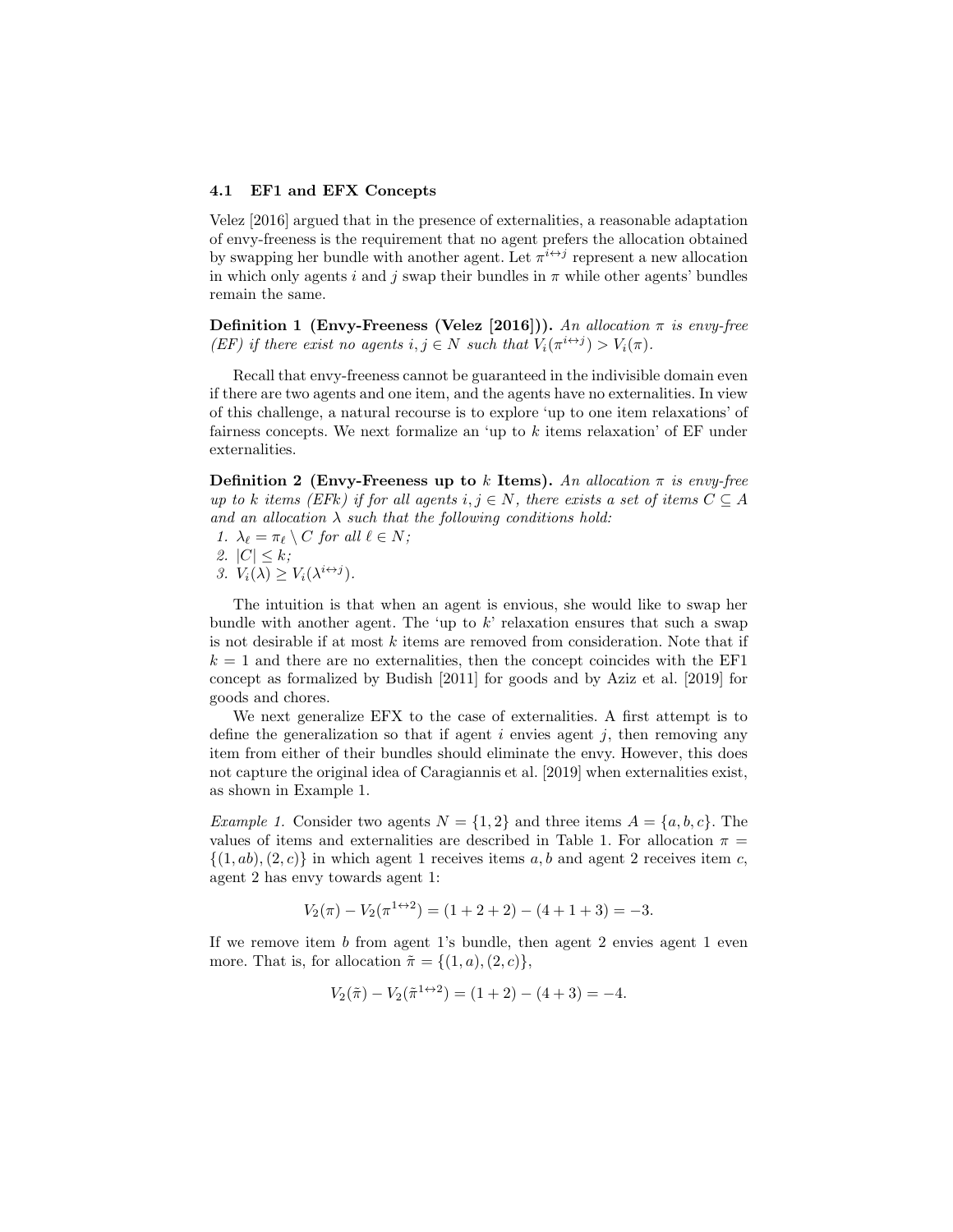### 4.1 EF1 and EFX Concepts

Velez [2016] argued that in the presence of externalities, a reasonable adaptation of envy-freeness is the requirement that no agent prefers the allocation obtained by swapping her bundle with another agent. Let $\pi^{i\leftrightarrow j}$ represent a new allocation in which only agents $i$ and $j$ swap their bundles in $\pi$ while other agents' bundles remain the same.

**Definition 1 (Envy-Freeness (Velez [2016])).** *An allocation $\pi$ is envy-free (EF) if there exist no agents $i, j \in N$ such that $V_i(\pi^{i\leftrightarrow j}) > V_i(\pi)$.*

Recall that envy-freeness cannot be guaranteed in the indivisible domain even if there are two agents and one item, and the agents have no externalities. In view of this challenge, a natural recourse is to explore 'up to one item relaxations' of fairness concepts. We next formalize an 'up to $k$ items relaxation' of EF under externalities.

**Definition 2 (Envy-Freeness up to $k$ Items).** *An allocation $\pi$ is envy-free up to $k$ items (EF$k$) if for all agents $i, j \in N$, there exists a set of items $C \subseteq A$ and an allocation $\lambda$ such that the following conditions hold:*

1. *$\lambda_\ell = \pi_\ell \setminus C$ for all $\ell \in N$;*
2. *$|C| \leq k$;*
3. *$V_i(\lambda) \geq V_i(\lambda^{i\leftrightarrow j})$.*

The intuition is that when an agent is envious, she would like to swap her bundle with another agent. The 'up to $k$' relaxation ensures that such a swap is not desirable if at most $k$ items are removed from consideration. Note that if $k = 1$ and there are no externalities, then the concept coincides with the EF1 concept as formalized by Budish [2011] for goods and by Aziz et al. [2019] for goods and chores.

We next generalize EFX to the case of externalities. A first attempt is to define the generalization so that if agent $i$ envies agent $j$, then removing any item from either of their bundles should eliminate the envy. However, this does not capture the original idea of Caragiannis et al. [2019] when externalities exist, as shown in Example 1.

*Example 1.* Consider two agents $N = \{1, 2\}$ and three items $A = \{a, b, c\}$. The values of items and externalities are described in Table 1. For allocation $\pi = \{(1, ab), (2, c)\}$ in which agent 1 receives items $a, b$ and agent 2 receives item $c$, agent 2 has envy towards agent 1:

$$V_2(\pi) - V_2(\pi^{1\leftrightarrow 2}) = (1 + 2 + 2) - (4 + 1 + 3) = -3.$$

If we remove item $b$ from agent 1's bundle, then agent 2 envies agent 1 even more. That is, for allocation $\tilde{\pi} = \{(1, a), (2, c)\}$,

$$V_2(\tilde{\pi}) - V_2(\tilde{\pi}^{1\leftrightarrow 2}) = (1 + 2) - (4 + 3) = -4.$$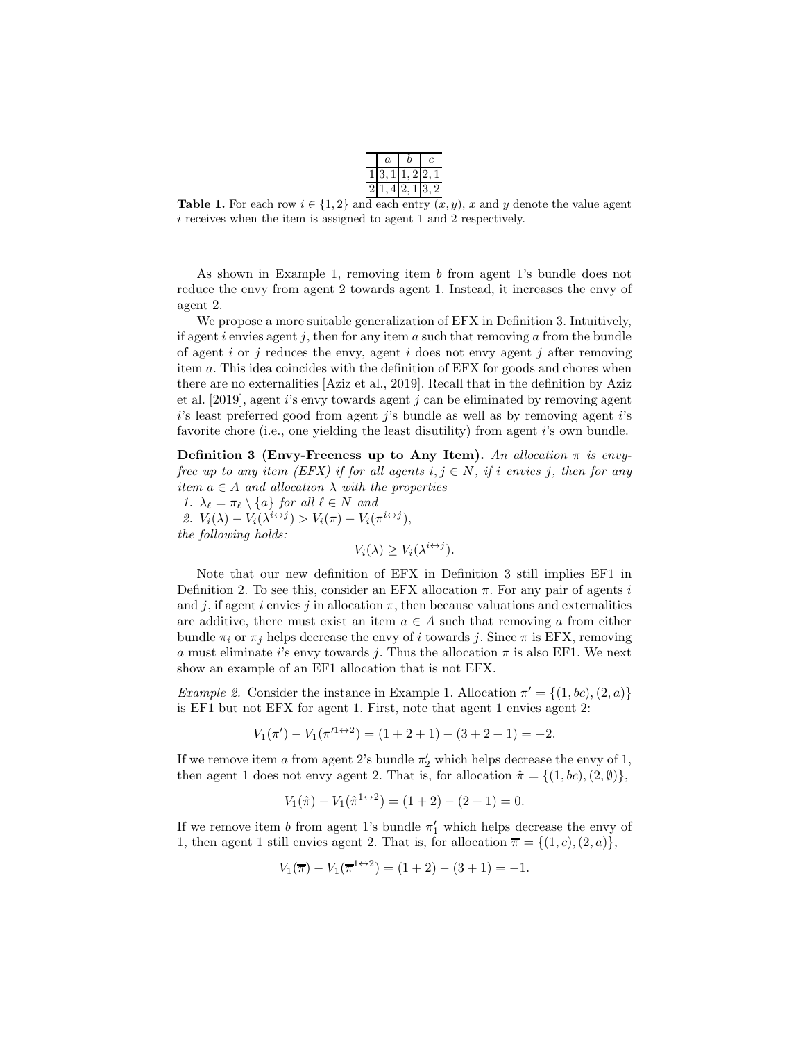|   | $a$ | $b$ | $c$ |
|---|---|---|---|
| 1 | 3, 1 | 1, 2 | 2, 1 |
| 2 | 1, 4 | 2, 1 | 3, 2 |

**Table 1.** For each row $i \in \{1, 2\}$ and each entry $(x, y)$, $x$ and $y$ denote the value agent $i$ receives when the item is assigned to agent 1 and 2 respectively.

As shown in Example 1, removing item $b$ from agent 1's bundle does not reduce the envy from agent 2 towards agent 1. Instead, it increases the envy of agent 2.

We propose a more suitable generalization of EFX in Definition 3. Intuitively, if agent $i$ envies agent $j$, then for any item $a$ such that removing $a$ from the bundle of agent $i$ or $j$ reduces the envy, agent $i$ does not envy agent $j$ after removing item $a$. This idea coincides with the definition of EFX for goods and chores when there are no externalities [Aziz et al., 2019]. Recall that in the definition by Aziz et al. [2019], agent $i$'s envy towards agent $j$ can be eliminated by removing agent $i$'s least preferred good from agent $j$'s bundle as well as by removing agent $i$'s favorite chore (i.e., one yielding the least disutility) from agent $i$'s own bundle.

**Definition 3 (Envy-Freeness up to Any Item).** *An allocation $\pi$ is envy-free up to any item (EFX) if for all agents $i, j \in N$, if $i$ envies $j$, then for any item $a \in A$ and allocation $\lambda$ with the properties*

1. *$\lambda_\ell = \pi_\ell \setminus \{a\}$ for all $\ell \in N$ and*
2. *$V_i(\lambda) - V_i(\lambda^{i \leftrightarrow j}) > V_i(\pi) - V_i(\pi^{i \leftrightarrow j})$,*

*the following holds:*

$$V_i(\lambda) \geq V_i(\lambda^{i \leftrightarrow j}).$$

Note that our new definition of EFX in Definition 3 still implies EF1 in Definition 2. To see this, consider an EFX allocation $\pi$. For any pair of agents $i$ and $j$, if agent $i$ envies $j$ in allocation $\pi$, then because valuations and externalities are additive, there must exist an item $a \in A$ such that removing $a$ from either bundle $\pi_i$ or $\pi_j$ helps decrease the envy of $i$ towards $j$. Since $\pi$ is EFX, removing $a$ must eliminate $i$'s envy towards $j$. Thus the allocation $\pi$ is also EF1. We next show an example of an EF1 allocation that is not EFX.

*Example 2.* Consider the instance in Example 1. Allocation $\pi' = \{(1, bc), (2, a)\}$ is EF1 but not EFX for agent 1. First, note that agent 1 envies agent 2:

$$V_1(\pi') - V_1(\pi'^{1 \leftrightarrow 2}) = (1 + 2 + 1) - (3 + 2 + 1) = -2.$$

If we remove item $a$ from agent 2's bundle $\pi'_2$ which helps decrease the envy of 1, then agent 1 does not envy agent 2. That is, for allocation $\hat{\pi} = \{(1, bc), (2, \emptyset)\}$,

$$V_1(\hat{\pi}) - V_1(\hat{\pi}^{1 \leftrightarrow 2}) = (1 + 2) - (2 + 1) = 0.$$

If we remove item $b$ from agent 1's bundle $\pi'_1$ which helps decrease the envy of 1, then agent 1 still envies agent 2. That is, for allocation $\overline{\pi} = \{(1, c), (2, a)\}$,

$$V_1(\overline{\pi}) - V_1(\overline{\pi}^{1 \leftrightarrow 2}) = (1 + 2) - (3 + 1) = -1.$$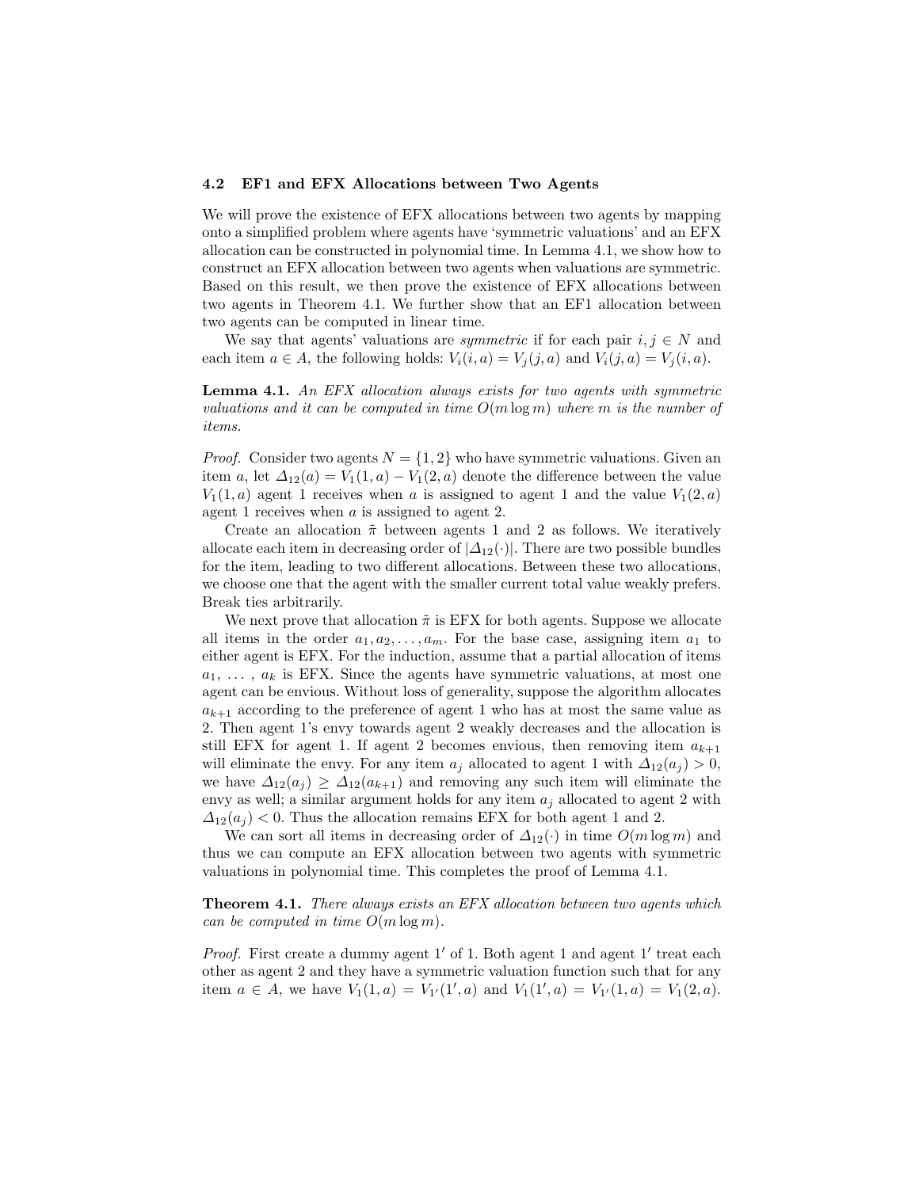### 4.2 EF1 and EFX Allocations between Two Agents

We will prove the existence of EFX allocations between two agents by mapping onto a simplified problem where agents have 'symmetric valuations' and an EFX allocation can be constructed in polynomial time. In Lemma 4.1, we show how to construct an EFX allocation between two agents when valuations are symmetric. Based on this result, we then prove the existence of EFX allocations between two agents in Theorem 4.1. We further show that an EF1 allocation between two agents can be computed in linear time.

We say that agents' valuations are *symmetric* if for each pair $i, j \in N$ and each item $a \in A$, the following holds: $V_i(i, a) = V_j(j, a)$ and $V_i(j, a) = V_j(i, a)$.

**Lemma 4.1.** *An EFX allocation always exists for two agents with symmetric valuations and it can be computed in time $O(m \log m)$ where $m$ is the number of items.*

*Proof.* Consider two agents $N = \{1, 2\}$ who have symmetric valuations. Given an item $a$, let $\Delta_{12}(a) = V_1(1, a) - V_1(2, a)$ denote the difference between the value $V_1(1, a)$ agent 1 receives when $a$ is assigned to agent 1 and the value $V_1(2, a)$ agent 1 receives when $a$ is assigned to agent 2.

Create an allocation $\tilde{\pi}$ between agents 1 and 2 as follows. We iteratively allocate each item in decreasing order of $|\Delta_{12}(\cdot)|$. There are two possible bundles for the item, leading to two different allocations. Between these two allocations, we choose one that the agent with the smaller current total value weakly prefers. Break ties arbitrarily.

We next prove that allocation $\tilde{\pi}$ is EFX for both agents. Suppose we allocate all items in the order $a_1, a_2, \dots, a_m$. For the base case, assigning item $a_1$ to either agent is EFX. For the induction, assume that a partial allocation of items $a_1, \dots, a_k$ is EFX. Since the agents have symmetric valuations, at most one agent can be envious. Without loss of generality, suppose the algorithm allocates $a_{k+1}$ according to the preference of agent 1 who has at most the same value as 2. Then agent 1's envy towards agent 2 weakly decreases and the allocation is still EFX for agent 1. If agent 2 becomes envious, then removing item $a_{k+1}$ will eliminate the envy. For any item $a_j$ allocated to agent 1 with $\Delta_{12}(a_j) > 0$, we have $\Delta_{12}(a_j) \geq \Delta_{12}(a_{k+1})$ and removing any such item will eliminate the envy as well; a similar argument holds for any item $a_j$ allocated to agent 2 with $\Delta_{12}(a_j) < 0$. Thus the allocation remains EFX for both agent 1 and 2.

We can sort all items in decreasing order of $\Delta_{12}(\cdot)$ in time $O(m \log m)$ and thus we can compute an EFX allocation between two agents with symmetric valuations in polynomial time. This completes the proof of Lemma 4.1.

**Theorem 4.1.** *There always exists an EFX allocation between two agents which can be computed in time $O(m \log m)$.*

*Proof.* First create a dummy agent $1'$ of 1. Both agent 1 and agent $1'$ treat each other as agent 2 and they have a symmetric valuation function such that for any item $a \in A$, we have $V_1(1, a) = V_{1'}(1', a)$ and $V_1(1', a) = V_{1'}(1, a) = V_1(2, a)$.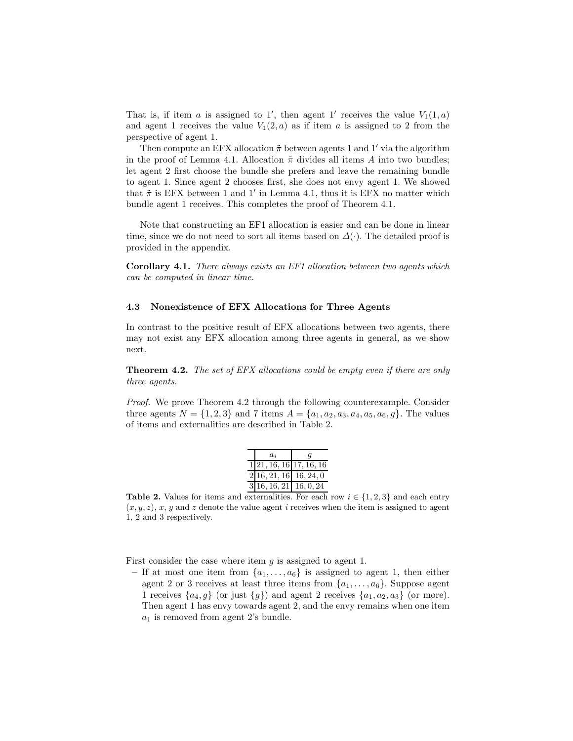That is, if item $a$ is assigned to $1'$, then agent $1'$ receives the value $V_1(1, a)$ and agent 1 receives the value $V_1(2, a)$ as if item $a$ is assigned to 2 from the perspective of agent 1.

Then compute an EFX allocation $\tilde{\pi}$ between agents 1 and $1'$ via the algorithm in the proof of Lemma 4.1. Allocation $\tilde{\pi}$ divides all items $A$ into two bundles; let agent 2 first choose the bundle she prefers and leave the remaining bundle to agent 1. Since agent 2 chooses first, she does not envy agent 1. We showed that $\tilde{\pi}$ is EFX between 1 and $1'$ in Lemma 4.1, thus it is EFX no matter which bundle agent 1 receives. This completes the proof of Theorem 4.1.

Note that constructing an EF1 allocation is easier and can be done in linear time, since we do not need to sort all items based on $\Delta(\cdot)$. The detailed proof is provided in the appendix.

**Corollary 4.1.** *There always exists an EF1 allocation between two agents which can be computed in linear time.*

### 4.3 Nonexistence of EFX Allocations for Three Agents

In contrast to the positive result of EFX allocations between two agents, there may not exist any EFX allocation among three agents in general, as we show next.

**Theorem 4.2.** *The set of EFX allocations could be empty even if there are only three agents.*

*Proof.* We prove Theorem 4.2 through the following counterexample. Consider three agents $N = \{1, 2, 3\}$ and 7 items $A = \{a_1, a_2, a_3, a_4, a_5, a_6, g\}$. The values of items and externalities are described in Table 2.

| | $a_i$ | $g$ |
|---|---|---|
| 1 | 21, 16, 16 | 17, 16, 16 |
| 2 | 16, 21, 16 | 16, 24, 0 |
| 3 | 16, 16, 21 | 16, 0, 24 |

**Table 2.** Values for items and externalities. For each row $i \in \{1, 2, 3\}$ and each entry $(x, y, z)$, $x$, $y$ and $z$ denote the value agent $i$ receives when the item is assigned to agent 1, 2 and 3 respectively.

First consider the case where item $g$ is assigned to agent 1.

- If at most one item from $\{a_1, \ldots, a_6\}$ is assigned to agent 1, then either agent 2 or 3 receives at least three items from $\{a_1, \ldots, a_6\}$. Suppose agent 1 receives $\{a_4, g\}$ (or just $\{g\}$) and agent 2 receives $\{a_1, a_2, a_3\}$ (or more). Then agent 1 has envy towards agent 2, and the envy remains when one item $a_1$ is removed from agent 2's bundle.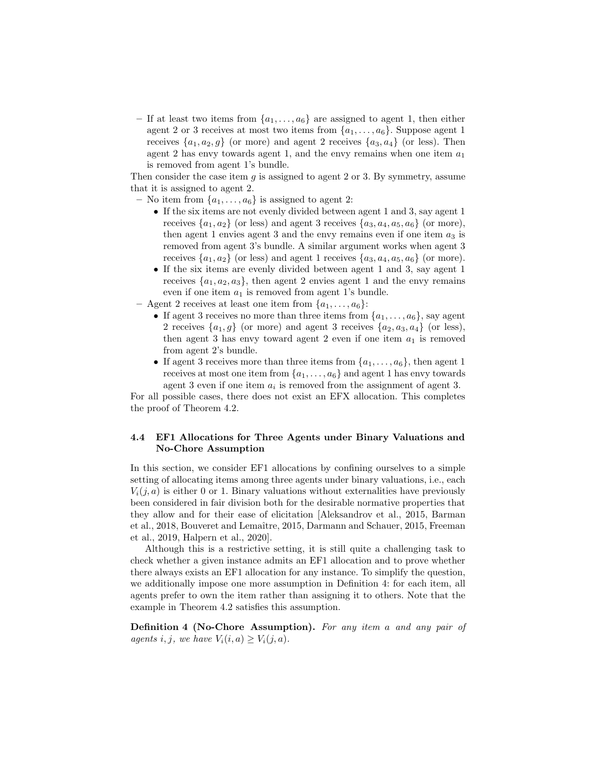– If at least two items from $\{a_1, \ldots, a_6\}$ are assigned to agent 1, then either agent 2 or 3 receives at most two items from $\{a_1, \ldots, a_6\}$. Suppose agent 1 receives $\{a_1, a_2, g\}$ (or more) and agent 2 receives $\{a_3, a_4\}$ (or less). Then agent 2 has envy towards agent 1, and the envy remains when one item $a_1$ is removed from agent 1's bundle.

Then consider the case item $g$ is assigned to agent 2 or 3. By symmetry, assume that it is assigned to agent 2.

– No item from $\{a_1, \ldots, a_6\}$ is assigned to agent 2:
  - If the six items are not evenly divided between agent 1 and 3, say agent 1 receives $\{a_1, a_2\}$ (or less) and agent 3 receives $\{a_3, a_4, a_5, a_6\}$ (or more), then agent 1 envies agent 3 and the envy remains even if one item $a_3$ is removed from agent 3's bundle. A similar argument works when agent 3 receives $\{a_1, a_2\}$ (or less) and agent 1 receives $\{a_3, a_4, a_5, a_6\}$ (or more).
  - If the six items are evenly divided between agent 1 and 3, say agent 1 receives $\{a_1, a_2, a_3\}$, then agent 2 envies agent 1 and the envy remains even if one item $a_1$ is removed from agent 1's bundle.

– Agent 2 receives at least one item from $\{a_1, \ldots, a_6\}$:
  - If agent 3 receives no more than three items from $\{a_1, \ldots, a_6\}$, say agent 2 receives $\{a_1, g\}$ (or more) and agent 3 receives $\{a_2, a_3, a_4\}$ (or less), then agent 3 has envy toward agent 2 even if one item $a_1$ is removed from agent 2's bundle.
  - If agent 3 receives more than three items from $\{a_1, \ldots, a_6\}$, then agent 1 receives at most one item from $\{a_1, \ldots, a_6\}$ and agent 1 has envy towards agent 3 even if one item $a_i$ is removed from the assignment of agent 3.

For all possible cases, there does not exist an EFX allocation. This completes the proof of Theorem 4.2.

### 4.4 EF1 Allocations for Three Agents under Binary Valuations and No-Chore Assumption

In this section, we consider EF1 allocations by confining ourselves to a simple setting of allocating items among three agents under binary valuations, i.e., each $V_i(j, a)$ is either 0 or 1. Binary valuations without externalities have previously been considered in fair division both for the desirable normative properties that they allow and for their ease of elicitation [Aleksandrov et al., 2015, Barman et al., 2018, Bouveret and Lemaître, 2015, Darmann and Schauer, 2015, Freeman et al., 2019, Halpern et al., 2020].

Although this is a restrictive setting, it is still quite a challenging task to check whether a given instance admits an EF1 allocation and to prove whether there always exists an EF1 allocation for any instance. To simplify the question, we additionally impose one more assumption in Definition 4: for each item, all agents prefer to own the item rather than assigning it to others. Note that the example in Theorem 4.2 satisfies this assumption.

**Definition 4 (No-Chore Assumption).** *For any item $a$ and any pair of agents $i, j$, we have $V_i(i, a) \geq V_i(j, a)$.*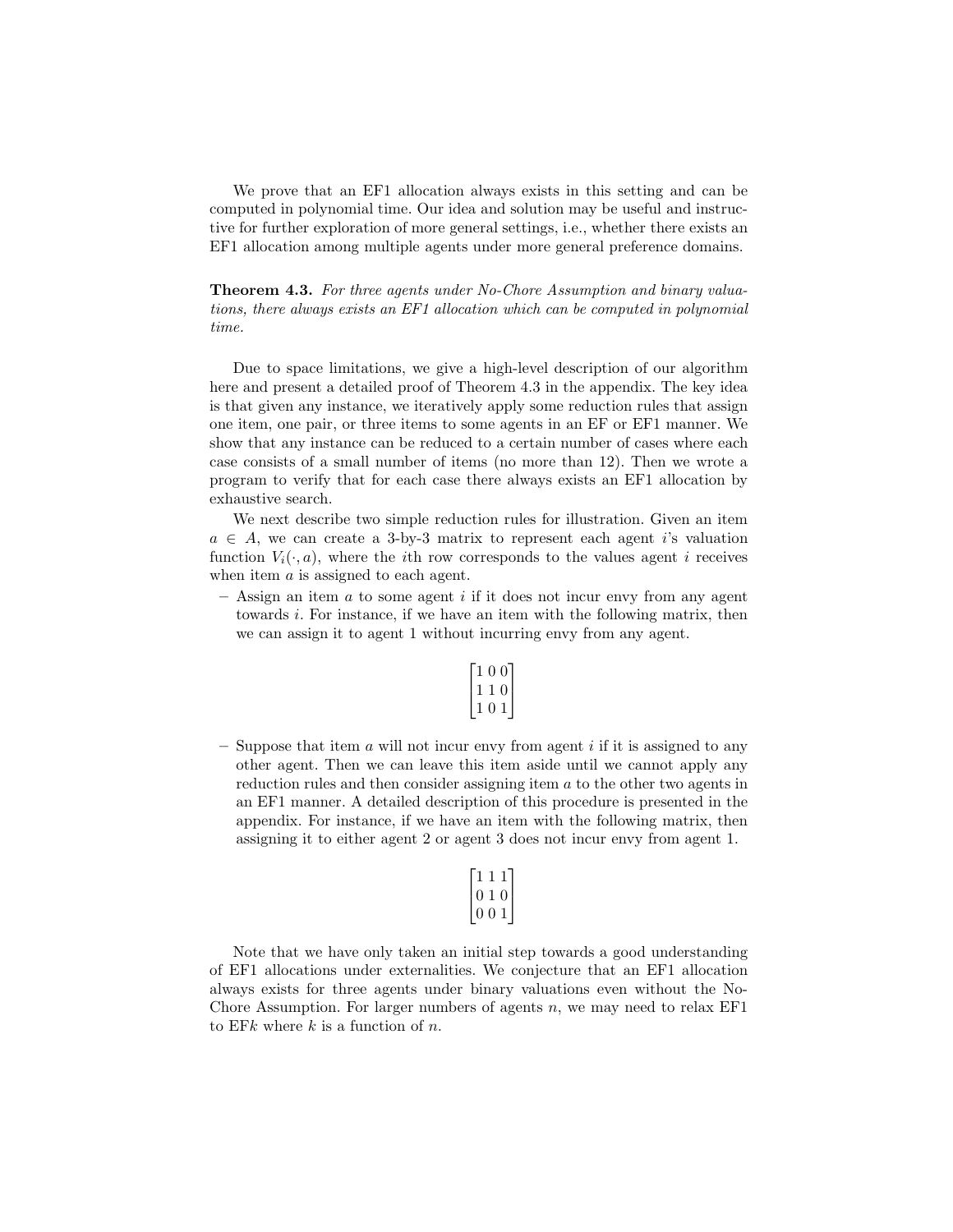We prove that an EF1 allocation always exists in this setting and can be computed in polynomial time. Our idea and solution may be useful and instructive for further exploration of more general settings, i.e., whether there exists an EF1 allocation among multiple agents under more general preference domains.

**Theorem 4.3.** *For three agents under No-Chore Assumption and binary valuations, there always exists an EF1 allocation which can be computed in polynomial time.*

Due to space limitations, we give a high-level description of our algorithm here and present a detailed proof of Theorem 4.3 in the appendix. The key idea is that given any instance, we iteratively apply some reduction rules that assign one item, one pair, or three items to some agents in an EF or EF1 manner. We show that any instance can be reduced to a certain number of cases where each case consists of a small number of items (no more than 12). Then we wrote a program to verify that for each case there always exists an EF1 allocation by exhaustive search.

We next describe two simple reduction rules for illustration. Given an item $a \in A$, we can create a 3-by-3 matrix to represent each agent $i$'s valuation function $V_i(\cdot, a)$, where the $i$th row corresponds to the values agent $i$ receives when item $a$ is assigned to each agent.

– Assign an item $a$ to some agent $i$ if it does not incur envy from any agent towards $i$. For instance, if we have an item with the following matrix, then we can assign it to agent 1 without incurring envy from any agent.

$$\begin{bmatrix} 1 & 0 & 0 \\ 1 & 1 & 0 \\ 1 & 0 & 1 \end{bmatrix}$$

– Suppose that item $a$ will not incur envy from agent $i$ if it is assigned to any other agent. Then we can leave this item aside until we cannot apply any reduction rules and then consider assigning item $a$ to the other two agents in an EF1 manner. A detailed description of this procedure is presented in the appendix. For instance, if we have an item with the following matrix, then assigning it to either agent 2 or agent 3 does not incur envy from agent 1.

$$\begin{bmatrix} 1 & 1 & 1 \\ 0 & 1 & 0 \\ 0 & 0 & 1 \end{bmatrix}$$

Note that we have only taken an initial step towards a good understanding of EF1 allocations under externalities. We conjecture that an EF1 allocation always exists for three agents under binary valuations even without the No-Chore Assumption. For larger numbers of agents $n$, we may need to relax EF1 to EF$k$ where $k$ is a function of $n$.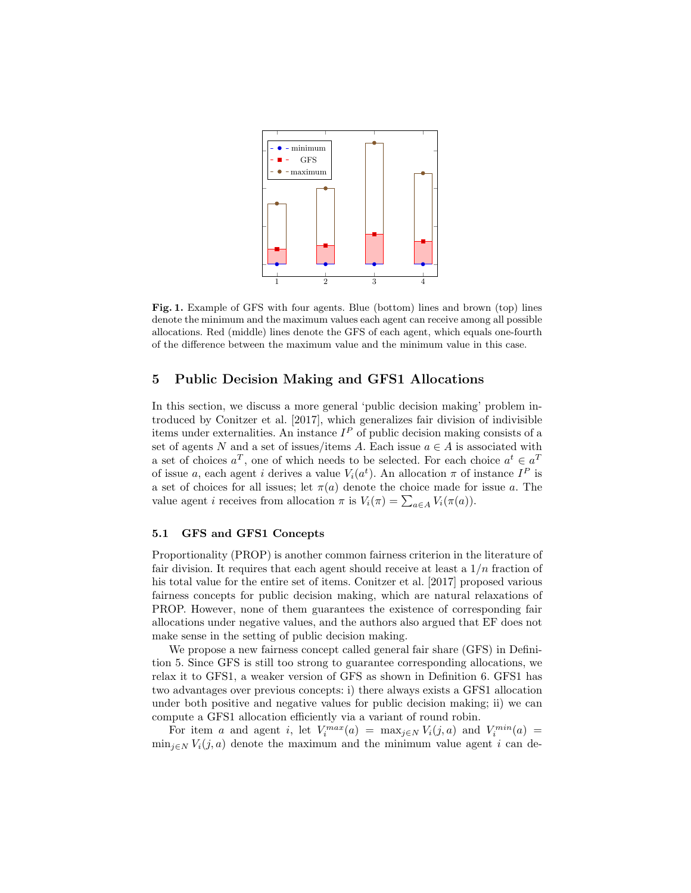**Fig. 1.** Example of GFS with four agents. Blue (bottom) lines and brown (top) lines denote the minimum and the maximum values each agent can receive among all possible allocations. Red (middle) lines denote the GFS of each agent, which equals one-fourth of the difference between the maximum value and the minimum value in this case.

## 5 Public Decision Making and GFS1 Allocations

In this section, we discuss a more general 'public decision making' problem introduced by Conitzer et al. [2017], which generalizes fair division of indivisible items under externalities. An instance $I^P$ of public decision making consists of a set of agents $N$ and a set of issues/items $A$. Each issue $a \in A$ is associated with a set of choices $a^T$, one of which needs to be selected. For each choice $a^t \in a^T$ of issue $a$, each agent $i$ derives a value $V_i(a^t)$. An allocation $\pi$ of instance $I^P$ is a set of choices for all issues; let $\pi(a)$ denote the choice made for issue $a$. The value agent $i$ receives from allocation $\pi$ is $V_i(\pi) = \sum_{a \in A} V_i(\pi(a))$.

### 5.1 GFS and GFS1 Concepts

Proportionality (PROP) is another common fairness criterion in the literature of fair division. It requires that each agent should receive at least a $1/n$ fraction of his total value for the entire set of items. Conitzer et al. [2017] proposed various fairness concepts for public decision making, which are natural relaxations of PROP. However, none of them guarantees the existence of corresponding fair allocations under negative values, and the authors also argued that EF does not make sense in the setting of public decision making.

We propose a new fairness concept called general fair share (GFS) in Definition 5. Since GFS is still too strong to guarantee corresponding allocations, we relax it to GFS1, a weaker version of GFS as shown in Definition 6. GFS1 has two advantages over previous concepts: i) there always exists a GFS1 allocation under both positive and negative values for public decision making; ii) we can compute a GFS1 allocation efficiently via a variant of round robin.

For item $a$ and agent $i$, let $V_i^{max}(a) = \max_{j \in N} V_i(j, a)$ and $V_i^{min}(a) = \min_{j \in N} V_i(j, a)$ denote the maximum and the minimum value agent $i$ can de-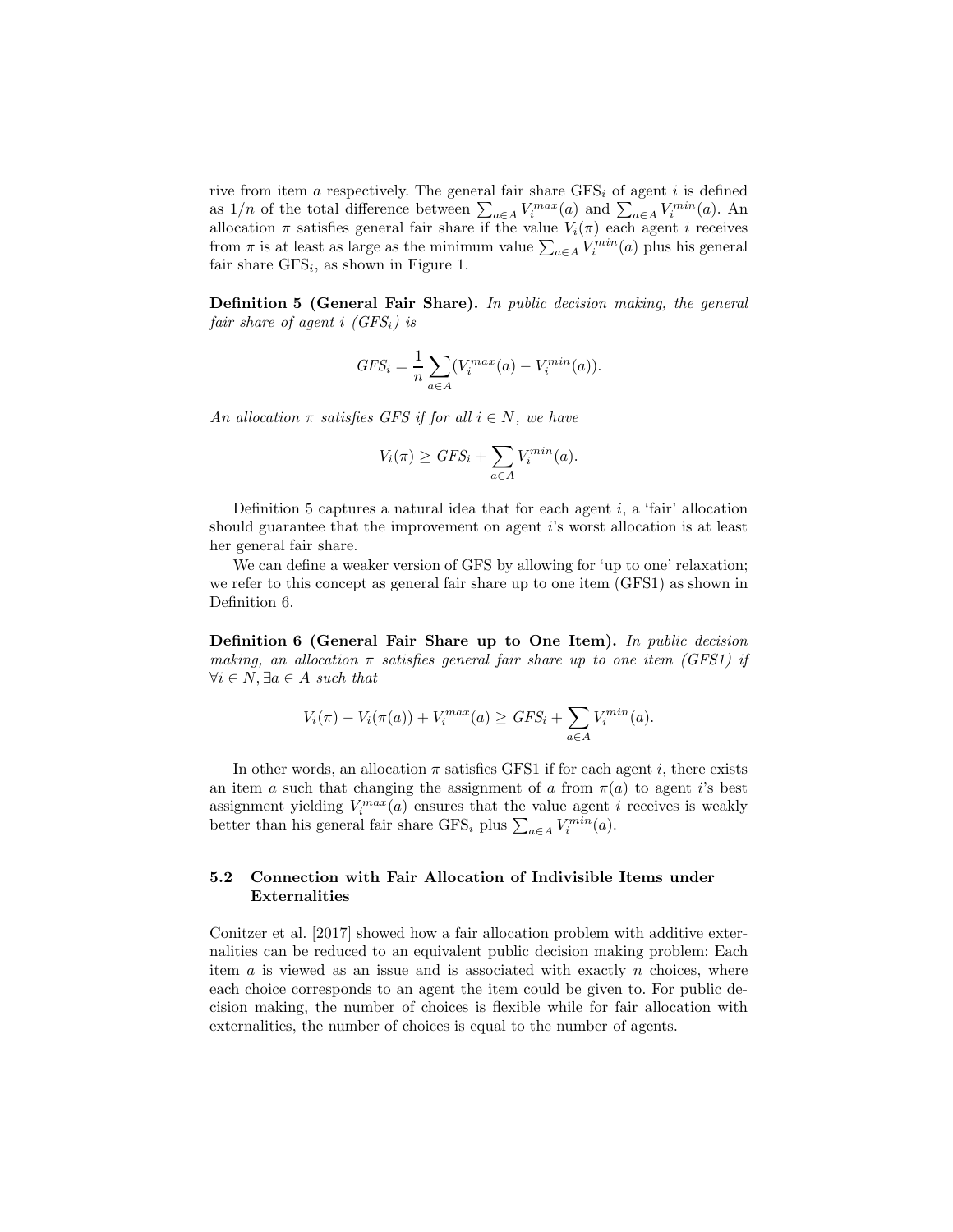rive from item $a$ respectively. The general fair share $\text{GFS}_i$ of agent $i$ is defined as $1/n$ of the total difference between $\sum_{a\in A} V_i^{max}(a)$ and $\sum_{a\in A} V_i^{min}(a)$. An allocation $\pi$ satisfies general fair share if the value $V_i(\pi)$ each agent $i$ receives from $\pi$ is at least as large as the minimum value $\sum_{a\in A} V_i^{min}(a)$ plus his general fair share $\text{GFS}_i$, as shown in Figure 1.

**Definition 5 (General Fair Share).** *In public decision making, the general fair share of agent $i$ ($GFS_i$) is*

$$GFS_i = \frac{1}{n} \sum_{a\in A} (V_i^{max}(a) - V_i^{min}(a)).$$

*An allocation $\pi$ satisfies GFS if for all $i \in N$, we have*

$$V_i(\pi) \geq GFS_i + \sum_{a\in A} V_i^{min}(a).$$

Definition 5 captures a natural idea that for each agent $i$, a 'fair' allocation should guarantee that the improvement on agent $i$'s worst allocation is at least her general fair share.

We can define a weaker version of GFS by allowing for 'up to one' relaxation; we refer to this concept as general fair share up to one item (GFS1) as shown in Definition 6.

**Definition 6 (General Fair Share up to One Item).** *In public decision making, an allocation $\pi$ satisfies general fair share up to one item (GFS1) if $\forall i \in N, \exists a \in A$ such that*

$$V_i(\pi) - V_i(\pi(a)) + V_i^{max}(a) \geq GFS_i + \sum_{a\in A} V_i^{min}(a).$$

In other words, an allocation $\pi$ satisfies GFS1 if for each agent $i$, there exists an item $a$ such that changing the assignment of $a$ from $\pi(a)$ to agent $i$'s best assignment yielding $V_i^{max}(a)$ ensures that the value agent $i$ receives is weakly better than his general fair share $\text{GFS}_i$ plus $\sum_{a\in A} V_i^{min}(a)$.

### 5.2 Connection with Fair Allocation of Indivisible Items under Externalities

Conitzer et al. [2017] showed how a fair allocation problem with additive externalities can be reduced to an equivalent public decision making problem: Each item $a$ is viewed as an issue and is associated with exactly $n$ choices, where each choice corresponds to an agent the item could be given to. For public decision making, the number of choices is flexible while for fair allocation with externalities, the number of choices is equal to the number of agents.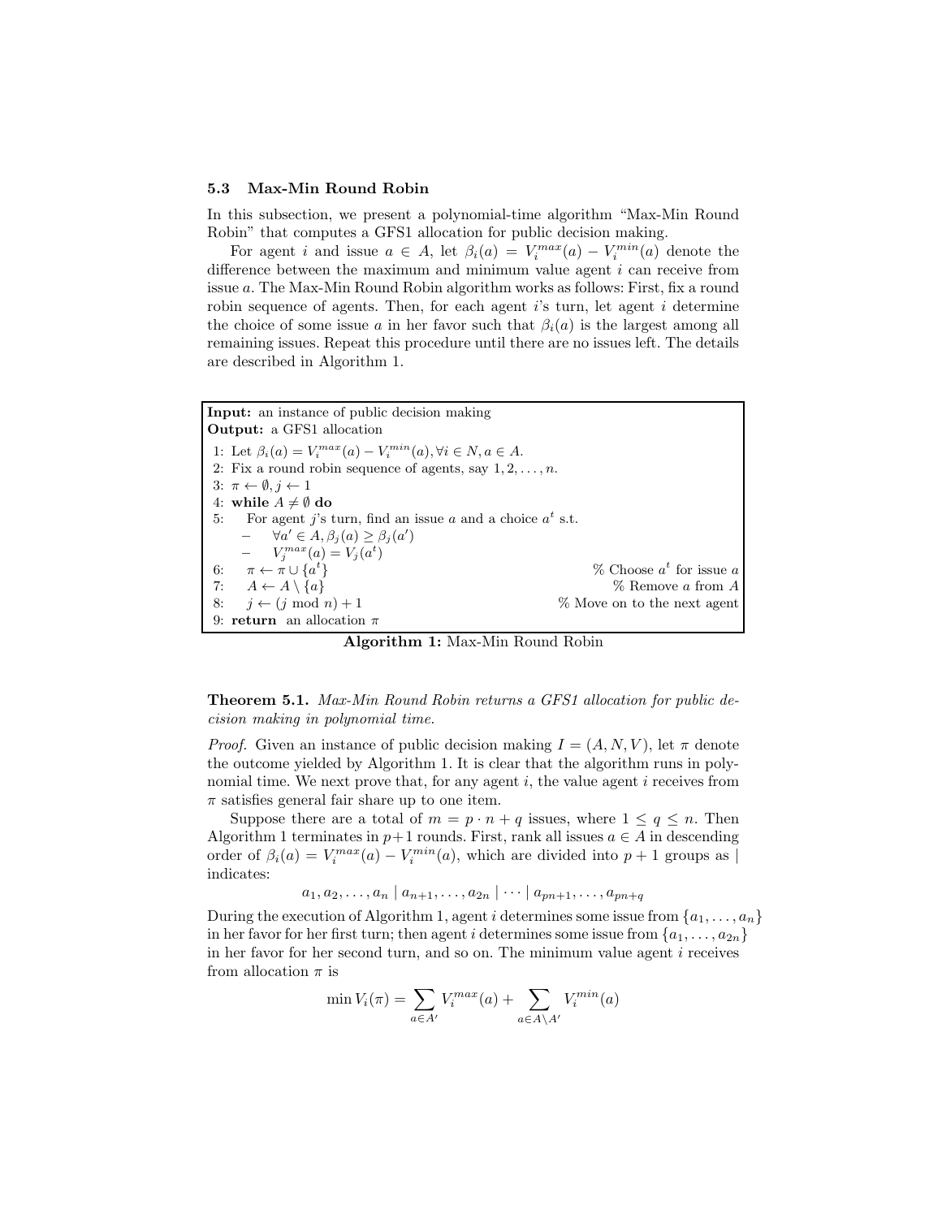### 5.3 Max-Min Round Robin

In this subsection, we present a polynomial-time algorithm "Max-Min Round Robin" that computes a GFS1 allocation for public decision making.

For agent $i$ and issue $a \in A$, let $\beta_i(a) = V_i^{max}(a) - V_i^{min}(a)$ denote the difference between the maximum and minimum value agent $i$ can receive from issue $a$. The Max-Min Round Robin algorithm works as follows: First, fix a round robin sequence of agents. Then, for each agent $i$'s turn, let agent $i$ determine the choice of some issue $a$ in her favor such that $\beta_i(a)$ is the largest among all remaining issues. Repeat this procedure until there are no issues left. The details are described in Algorithm 1.

**Input:** an instance of public decision making
**Output:** a GFS1 allocation

1: Let $\beta_i(a) = V_i^{max}(a) - V_i^{min}(a), \forall i \in N, a \in A$.
2: Fix a round robin sequence of agents, say $1, 2, \ldots, n$.
3: $\pi \leftarrow \emptyset, j \leftarrow 1$
4: **while** $A \neq \emptyset$ **do**
5: For agent $j$'s turn, find an issue $a$ and a choice $a^t$ s.t.
  – $\forall a' \in A, \beta_j(a) \geq \beta_j(a')$
  – $V_j^{max}(a) = V_j(a^t)$
6: $\pi \leftarrow \pi \cup \{a^t\}$ % Choose $a^t$ for issue $a$
7: $A \leftarrow A \setminus \{a\}$ % Remove $a$ from $A$
8: $j \leftarrow (j \bmod n) + 1$ % Move on to the next agent
9: **return** an allocation $\pi$

**Algorithm 1:** Max-Min Round Robin

**Theorem 5.1.** *Max-Min Round Robin returns a GFS1 allocation for public decision making in polynomial time.*

*Proof.* Given an instance of public decision making $I = (A, N, V)$, let $\pi$ denote the outcome yielded by Algorithm 1. It is clear that the algorithm runs in polynomial time. We next prove that, for any agent $i$, the value agent $i$ receives from $\pi$ satisfies general fair share up to one item.

Suppose there are a total of $m = p \cdot n + q$ issues, where $1 \leq q \leq n$. Then Algorithm 1 terminates in $p+1$ rounds. First, rank all issues $a \in A$ in descending order of $\beta_i(a) = V_i^{max}(a) - V_i^{min}(a)$, which are divided into $p+1$ groups as $|$ indicates:

$$a_1, a_2, \ldots, a_n \mid a_{n+1}, \ldots, a_{2n} \mid \cdots \mid a_{pn+1}, \ldots, a_{pn+q}$$

During the execution of Algorithm 1, agent $i$ determines some issue from $\{a_1, \ldots, a_n\}$ in her favor for her first turn; then agent $i$ determines some issue from $\{a_1, \ldots, a_{2n}\}$ in her favor for her second turn, and so on. The minimum value agent $i$ receives from allocation $\pi$ is

$$\min V_i(\pi) = \sum_{a \in A'} V_i^{max}(a) + \sum_{a \in A \setminus A'} V_i^{min}(a)$$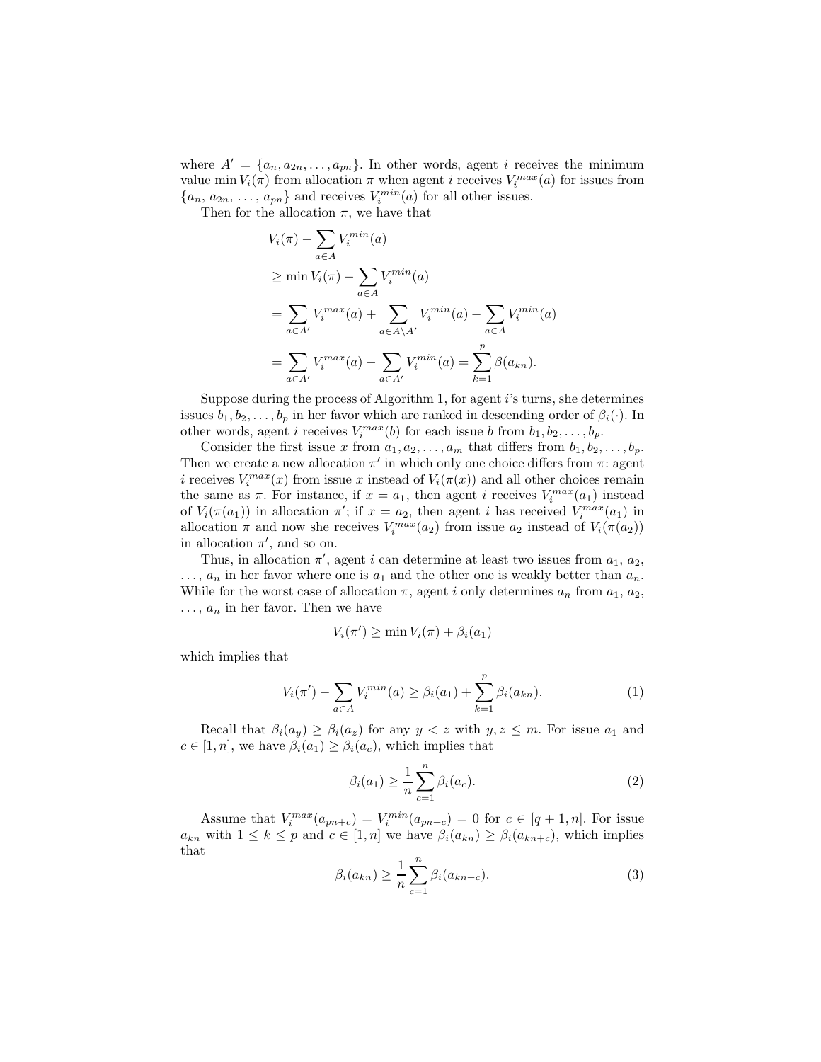where $A' = \{a_n, a_{2n}, \ldots, a_{pn}\}$. In other words, agent $i$ receives the minimum value $\min V_i(\pi)$ from allocation $\pi$ when agent $i$ receives $V_i^{max}(a)$ for issues from $\{a_n, a_{2n}, \ldots, a_{pn}\}$ and receives $V_i^{min}(a)$ for all other issues.

Then for the allocation $\pi$, we have that

$$
\begin{aligned}
& V_i(\pi) - \sum_{a \in A} V_i^{min}(a) \\
& \geq \min V_i(\pi) - \sum_{a \in A} V_i^{min}(a) \\
& = \sum_{a \in A'} V_i^{max}(a) + \sum_{a \in A \setminus A'} V_i^{min}(a) - \sum_{a \in A} V_i^{min}(a) \\
& = \sum_{a \in A'} V_i^{max}(a) - \sum_{a \in A'} V_i^{min}(a) = \sum_{k=1}^{p} \beta(a_{kn}).
\end{aligned}
$$

Suppose during the process of Algorithm 1, for agent $i$'s turns, she determines issues $b_1, b_2, \ldots, b_p$ in her favor which are ranked in descending order of $\beta_i(\cdot)$. In other words, agent $i$ receives $V_i^{max}(b)$ for each issue $b$ from $b_1, b_2, \ldots, b_p$.

Consider the first issue $x$ from $a_1, a_2, \ldots, a_m$ that differs from $b_1, b_2, \ldots, b_p$. Then we create a new allocation $\pi'$ in which only one choice differs from $\pi$: agent $i$ receives $V_i^{max}(x)$ from issue $x$ instead of $V_i(\pi(x))$ and all other choices remain the same as $\pi$. For instance, if $x = a_1$, then agent $i$ receives $V_i^{max}(a_1)$ instead of $V_i(\pi(a_1))$ in allocation $\pi'$; if $x = a_2$, then agent $i$ has received $V_i^{max}(a_1)$ in allocation $\pi$ and now she receives $V_i^{max}(a_2)$ from issue $a_2$ instead of $V_i(\pi(a_2))$ in allocation $\pi'$, and so on.

Thus, in allocation $\pi'$, agent $i$ can determine at least two issues from $a_1$, $a_2$, $\ldots$, $a_n$ in her favor where one is $a_1$ and the other one is weakly better than $a_n$. While for the worst case of allocation $\pi$, agent $i$ only determines $a_n$ from $a_1$, $a_2$, $\ldots$, $a_n$ in her favor. Then we have

$$
V_i(\pi') \geq \min V_i(\pi) + \beta_i(a_1)
$$

which implies that

$$
V_i(\pi') - \sum_{a \in A} V_i^{min}(a) \geq \beta_i(a_1) + \sum_{k=1}^{p} \beta_i(a_{kn}). \tag{1}
$$

Recall that $\beta_i(a_y) \geq \beta_i(a_z)$ for any $y < z$ with $y, z \leq m$. For issue $a_1$ and $c \in [1, n]$, we have $\beta_i(a_1) \geq \beta_i(a_c)$, which implies that

$$
\beta_i(a_1) \geq \frac{1}{n} \sum_{c=1}^{n} \beta_i(a_c). \tag{2}
$$

Assume that $V_i^{max}(a_{pn+c}) = V_i^{min}(a_{pn+c}) = 0$ for $c \in [q+1, n]$. For issue $a_{kn}$ with $1 \leq k \leq p$ and $c \in [1, n]$ we have $\beta_i(a_{kn}) \geq \beta_i(a_{kn+c})$, which implies that

$$
\beta_i(a_{kn}) \geq \frac{1}{n} \sum_{c=1}^{n} \beta_i(a_{kn+c}). \tag{3}
$$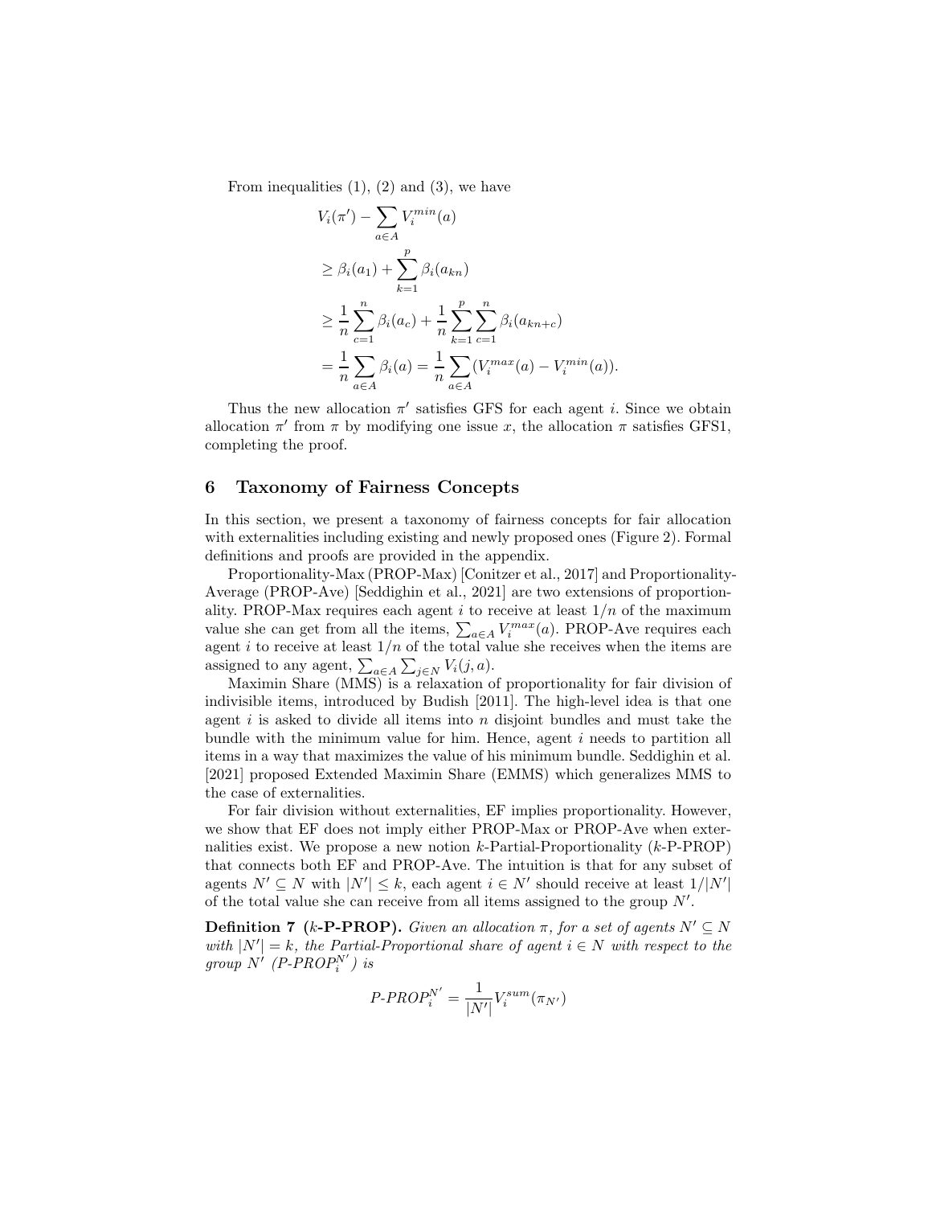From inequalities (1), (2) and (3), we have

$$
\begin{aligned}
&V_i(\pi') - \sum_{a\in A} V_i^{min}(a) \\
&\geq \beta_i(a_1) + \sum_{k=1}^{p} \beta_i(a_{kn}) \\
&\geq \frac{1}{n}\sum_{c=1}^{n} \beta_i(a_c) + \frac{1}{n}\sum_{k=1}^{p}\sum_{c=1}^{n} \beta_i(a_{kn+c}) \\
&= \frac{1}{n}\sum_{a\in A} \beta_i(a) = \frac{1}{n}\sum_{a\in A}(V_i^{max}(a) - V_i^{min}(a)).
\end{aligned}
$$

Thus the new allocation $\pi'$ satisfies GFS for each agent $i$. Since we obtain allocation $\pi'$ from $\pi$ by modifying one issue $x$, the allocation $\pi$ satisfies GFS1, completing the proof.

## 6 Taxonomy of Fairness Concepts

In this section, we present a taxonomy of fairness concepts for fair allocation with externalities including existing and newly proposed ones (Figure 2). Formal definitions and proofs are provided in the appendix.

Proportionality-Max (PROP-Max) [Conitzer et al., 2017] and Proportionality-Average (PROP-Ave) [Seddighin et al., 2021] are two extensions of proportionality. PROP-Max requires each agent $i$ to receive at least $1/n$ of the maximum value she can get from all the items, $\sum_{a\in A} V_i^{max}(a)$. PROP-Ave requires each agent $i$ to receive at least $1/n$ of the total value she receives when the items are assigned to any agent, $\sum_{a\in A}\sum_{j\in N} V_i(j,a)$.

Maximin Share (MMS) is a relaxation of proportionality for fair division of indivisible items, introduced by Budish [2011]. The high-level idea is that one agent $i$ is asked to divide all items into $n$ disjoint bundles and must take the bundle with the minimum value for him. Hence, agent $i$ needs to partition all items in a way that maximizes the value of his minimum bundle. Seddighin et al. [2021] proposed Extended Maximin Share (EMMS) which generalizes MMS to the case of externalities.

For fair division without externalities, EF implies proportionality. However, we show that EF does not imply either PROP-Max or PROP-Ave when externalities exist. We propose a new notion $k$-Partial-Proportionality ($k$-P-PROP) that connects both EF and PROP-Ave. The intuition is that for any subset of agents $N' \subseteq N$ with $|N'| \leq k$, each agent $i \in N'$ should receive at least $1/|N'|$ of the total value she can receive from all items assigned to the group $N'$.

**Definition 7 ($k$-P-PROP).** *Given an allocation $\pi$, for a set of agents $N' \subseteq N$ with $|N'| = k$, the Partial-Proportional share of agent $i \in N$ with respect to the group $N'$ (P-PROP$_i^{N'}$) is*

$$
\textit{P-PROP}_i^{N'} = \frac{1}{|N'|} V_i^{sum}(\pi_{N'})
$$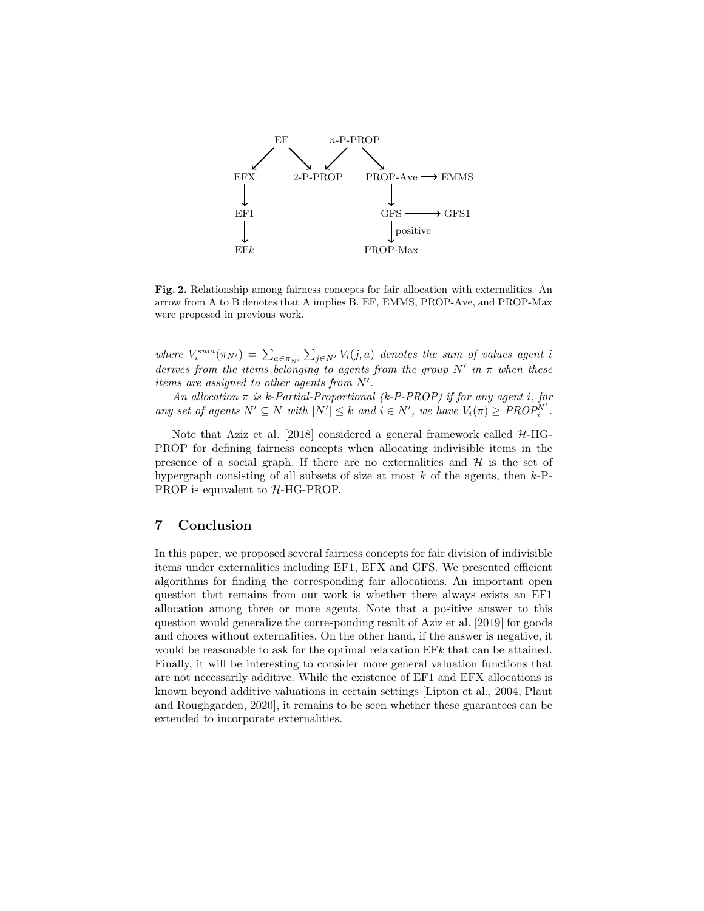Fig. 2. Relationship among fairness concepts for fair allocation with externalities. An arrow from A to B denotes that A implies B. EF, EMMS, PROP-Ave, and PROP-Max were proposed in previous work.

*where $V_i^{sum}(\pi_{N'}) = \sum_{a \in \pi_{N'}} \sum_{j \in N'} V_i(j, a)$ denotes the sum of values agent $i$ derives from the items belonging to agents from the group $N'$ in $\pi$ when these items are assigned to other agents from $N'$.*

*An allocation $\pi$ is $k$-Partial-Proportional ($k$-P-PROP) if for any agent $i$, for any set of agents $N' \subseteq N$ with $|N'| \leq k$ and $i \in N'$, we have $V_i(\pi) \geq PROP_i^{N'}$.*

Note that Aziz et al. [2018] considered a general framework called $\mathcal{H}$-HG-PROP for defining fairness concepts when allocating indivisible items in the presence of a social graph. If there are no externalities and $\mathcal{H}$ is the set of hypergraph consisting of all subsets of size at most $k$ of the agents, then $k$-P-PROP is equivalent to $\mathcal{H}$-HG-PROP.

## 7 Conclusion

In this paper, we proposed several fairness concepts for fair division of indivisible items under externalities including EF1, EFX and GFS. We presented efficient algorithms for finding the corresponding fair allocations. An important open question that remains from our work is whether there always exists an EF1 allocation among three or more agents. Note that a positive answer to this question would generalize the corresponding result of Aziz et al. [2019] for goods and chores without externalities. On the other hand, if the answer is negative, it would be reasonable to ask for the optimal relaxation EF$k$ that can be attained. Finally, it will be interesting to consider more general valuation functions that are not necessarily additive. While the existence of EF1 and EFX allocations is known beyond additive valuations in certain settings [Lipton et al., 2004, Plaut and Roughgarden, 2020], it remains to be seen whether these guarantees can be extended to incorporate externalities.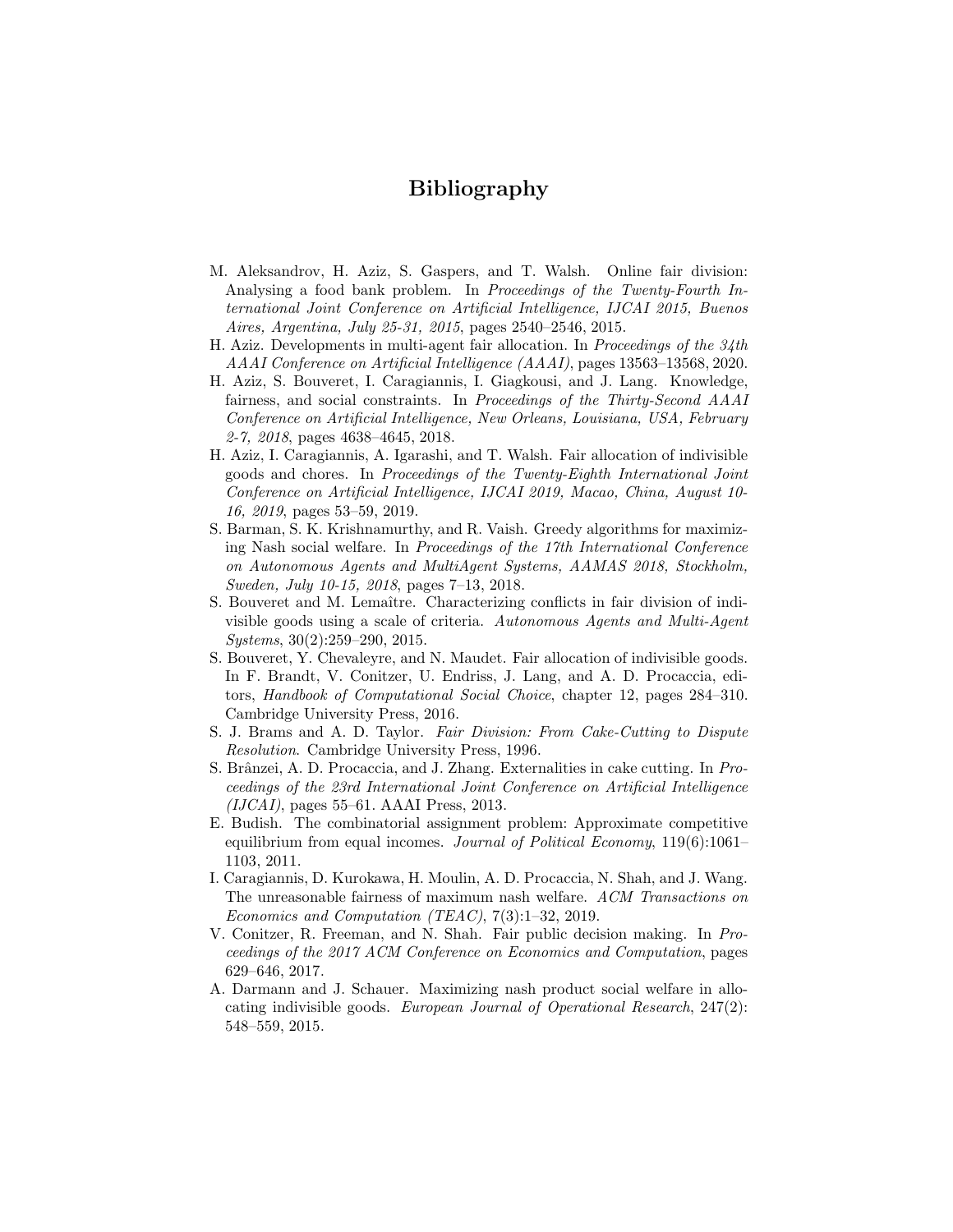# Bibliography

M. Aleksandrov, H. Aziz, S. Gaspers, and T. Walsh. Online fair division: Analysing a food bank problem. In *Proceedings of the Twenty-Fourth International Joint Conference on Artificial Intelligence, IJCAI 2015, Buenos Aires, Argentina, July 25-31, 2015*, pages 2540–2546, 2015.

H. Aziz. Developments in multi-agent fair allocation. In *Proceedings of the 34th AAAI Conference on Artificial Intelligence (AAAI)*, pages 13563–13568, 2020.

H. Aziz, S. Bouveret, I. Caragiannis, I. Giagkousi, and J. Lang. Knowledge, fairness, and social constraints. In *Proceedings of the Thirty-Second AAAI Conference on Artificial Intelligence, New Orleans, Louisiana, USA, February 2-7, 2018*, pages 4638–4645, 2018.

H. Aziz, I. Caragiannis, A. Igarashi, and T. Walsh. Fair allocation of indivisible goods and chores. In *Proceedings of the Twenty-Eighth International Joint Conference on Artificial Intelligence, IJCAI 2019, Macao, China, August 10-16, 2019*, pages 53–59, 2019.

S. Barman, S. K. Krishnamurthy, and R. Vaish. Greedy algorithms for maximizing Nash social welfare. In *Proceedings of the 17th International Conference on Autonomous Agents and MultiAgent Systems, AAMAS 2018, Stockholm, Sweden, July 10-15, 2018*, pages 7–13, 2018.

S. Bouveret and M. Lemaître. Characterizing conflicts in fair division of indivisible goods using a scale of criteria. *Autonomous Agents and Multi-Agent Systems*, 30(2):259–290, 2015.

S. Bouveret, Y. Chevaleyre, and N. Maudet. Fair allocation of indivisible goods. In F. Brandt, V. Conitzer, U. Endriss, J. Lang, and A. D. Procaccia, editors, *Handbook of Computational Social Choice*, chapter 12, pages 284–310. Cambridge University Press, 2016.

S. J. Brams and A. D. Taylor. *Fair Division: From Cake-Cutting to Dispute Resolution*. Cambridge University Press, 1996.

S. Brânzei, A. D. Procaccia, and J. Zhang. Externalities in cake cutting. In *Proceedings of the 23rd International Joint Conference on Artificial Intelligence (IJCAI)*, pages 55–61. AAAI Press, 2013.

E. Budish. The combinatorial assignment problem: Approximate competitive equilibrium from equal incomes. *Journal of Political Economy*, 119(6):1061–1103, 2011.

I. Caragiannis, D. Kurokawa, H. Moulin, A. D. Procaccia, N. Shah, and J. Wang. The unreasonable fairness of maximum nash welfare. *ACM Transactions on Economics and Computation (TEAC)*, 7(3):1–32, 2019.

V. Conitzer, R. Freeman, and N. Shah. Fair public decision making. In *Proceedings of the 2017 ACM Conference on Economics and Computation*, pages 629–646, 2017.

A. Darmann and J. Schauer. Maximizing nash product social welfare in allocating indivisible goods. *European Journal of Operational Research*, 247(2): 548–559, 2015.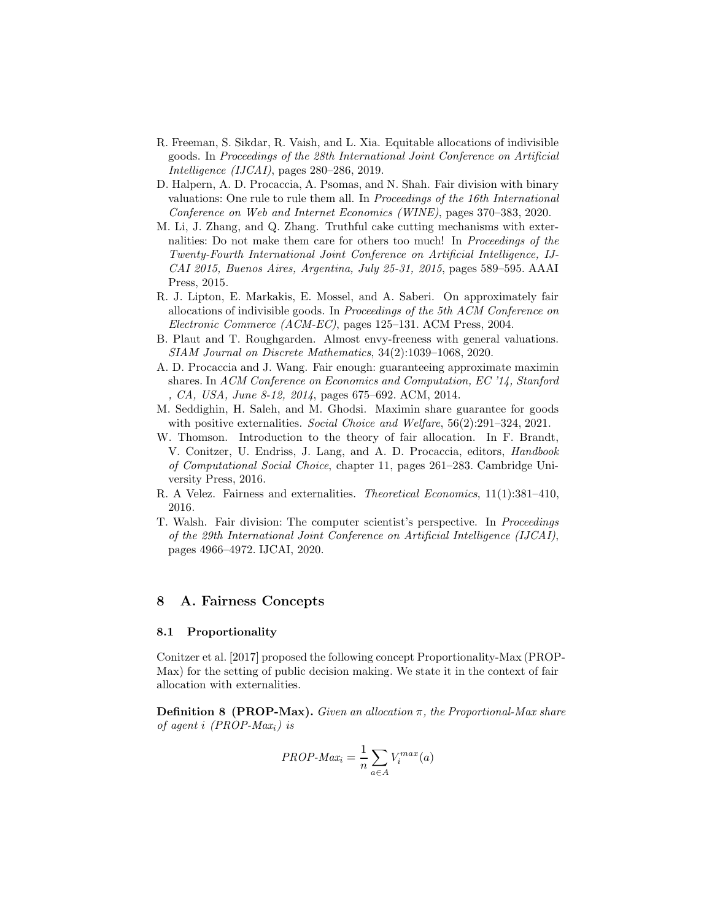- R. Freeman, S. Sikdar, R. Vaish, and L. Xia. Equitable allocations of indivisible goods. In *Proceedings of the 28th International Joint Conference on Artificial Intelligence (IJCAI)*, pages 280–286, 2019.
- D. Halpern, A. D. Procaccia, A. Psomas, and N. Shah. Fair division with binary valuations: One rule to rule them all. In *Proceedings of the 16th International Conference on Web and Internet Economics (WINE)*, pages 370–383, 2020.
- M. Li, J. Zhang, and Q. Zhang. Truthful cake cutting mechanisms with externalities: Do not make them care for others too much! In *Proceedings of the Twenty-Fourth International Joint Conference on Artificial Intelligence, IJCAI 2015, Buenos Aires, Argentina, July 25-31, 2015*, pages 589–595. AAAI Press, 2015.
- R. J. Lipton, E. Markakis, E. Mossel, and A. Saberi. On approximately fair allocations of indivisible goods. In *Proceedings of the 5th ACM Conference on Electronic Commerce (ACM-EC)*, pages 125–131. ACM Press, 2004.
- B. Plaut and T. Roughgarden. Almost envy-freeness with general valuations. *SIAM Journal on Discrete Mathematics*, 34(2):1039–1068, 2020.
- A. D. Procaccia and J. Wang. Fair enough: guaranteeing approximate maximin shares. In *ACM Conference on Economics and Computation, EC '14, Stanford , CA, USA, June 8-12, 2014*, pages 675–692. ACM, 2014.
- M. Seddighin, H. Saleh, and M. Ghodsi. Maximin share guarantee for goods with positive externalities. *Social Choice and Welfare*, 56(2):291–324, 2021.
- W. Thomson. Introduction to the theory of fair allocation. In F. Brandt, V. Conitzer, U. Endriss, J. Lang, and A. D. Procaccia, editors, *Handbook of Computational Social Choice*, chapter 11, pages 261–283. Cambridge University Press, 2016.
- R. A Velez. Fairness and externalities. *Theoretical Economics*, 11(1):381–410, 2016.
- T. Walsh. Fair division: The computer scientist's perspective. In *Proceedings of the 29th International Joint Conference on Artificial Intelligence (IJCAI)*, pages 4966–4972. IJCAI, 2020.

## 8 A. Fairness Concepts

### 8.1 Proportionality

Conitzer et al. [2017] proposed the following concept Proportionality-Max (PROP-Max) for the setting of public decision making. We state it in the context of fair allocation with externalities.

**Definition 8 (PROP-Max).** *Given an allocation $\pi$, the Proportional-Max share of agent $i$ (PROP-Max$_i$) is*

$$\textit{PROP-Max}_i = \frac{1}{n} \sum_{a \in A} V_i^{max}(a)$$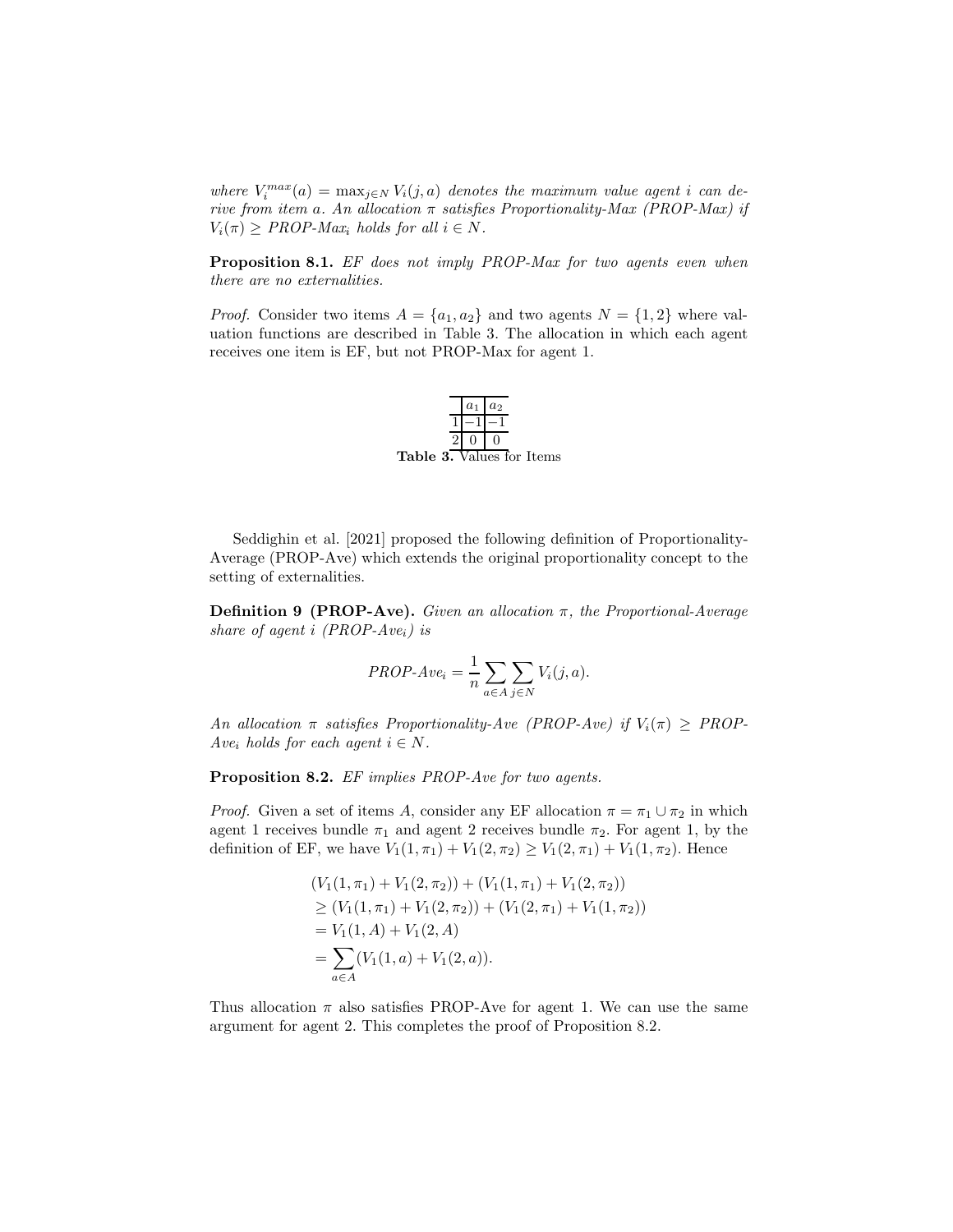*where $V_i^{max}(a) = \max_{j \in N} V_i(j, a)$ denotes the maximum value agent $i$ can derive from item $a$. An allocation $\pi$ satisfies Proportionality-Max (PROP-Max) if $V_i(\pi) \geq$ PROP-Max$_i$ holds for all $i \in N$.*

**Proposition 8.1.** *EF does not imply PROP-Max for two agents even when there are no externalities.*

*Proof.* Consider two items $A = \{a_1, a_2\}$ and two agents $N = \{1, 2\}$ where valuation functions are described in Table 3. The allocation in which each agent receives one item is EF, but not PROP-Max for agent 1.

| | $a_1$ | $a_2$ |
|---|---|---|
| 1 | $-1$ | $-1$ |
| 2 | 0 | 0 |

**Table 3.** Values for Items

Seddighin et al. [2021] proposed the following definition of Proportionality-Average (PROP-Ave) which extends the original proportionality concept to the setting of externalities.

**Definition 9 (PROP-Ave).** *Given an allocation $\pi$, the Proportional-Average share of agent $i$ (PROP-Ave$_i$) is*

$$\text{PROP-Ave}_i = \frac{1}{n} \sum_{a \in A} \sum_{j \in N} V_i(j, a).$$

*An allocation $\pi$ satisfies Proportionality-Ave (PROP-Ave) if $V_i(\pi) \geq$ PROP-Ave$_i$ holds for each agent $i \in N$.*

**Proposition 8.2.** *EF implies PROP-Ave for two agents.*

*Proof.* Given a set of items $A$, consider any EF allocation $\pi = \pi_1 \cup \pi_2$ in which agent 1 receives bundle $\pi_1$ and agent 2 receives bundle $\pi_2$. For agent 1, by the definition of EF, we have $V_1(1, \pi_1) + V_1(2, \pi_2) \geq V_1(2, \pi_1) + V_1(1, \pi_2)$. Hence

$$\begin{aligned}
&(V_1(1, \pi_1) + V_1(2, \pi_2)) + (V_1(1, \pi_1) + V_1(2, \pi_2)) \\
&\geq (V_1(1, \pi_1) + V_1(2, \pi_2)) + (V_1(2, \pi_1) + V_1(1, \pi_2)) \\
&= V_1(1, A) + V_1(2, A) \\
&= \sum_{a \in A} (V_1(1, a) + V_1(2, a)).
\end{aligned}$$

Thus allocation $\pi$ also satisfies PROP-Ave for agent 1. We can use the same argument for agent 2. This completes the proof of Proposition 8.2.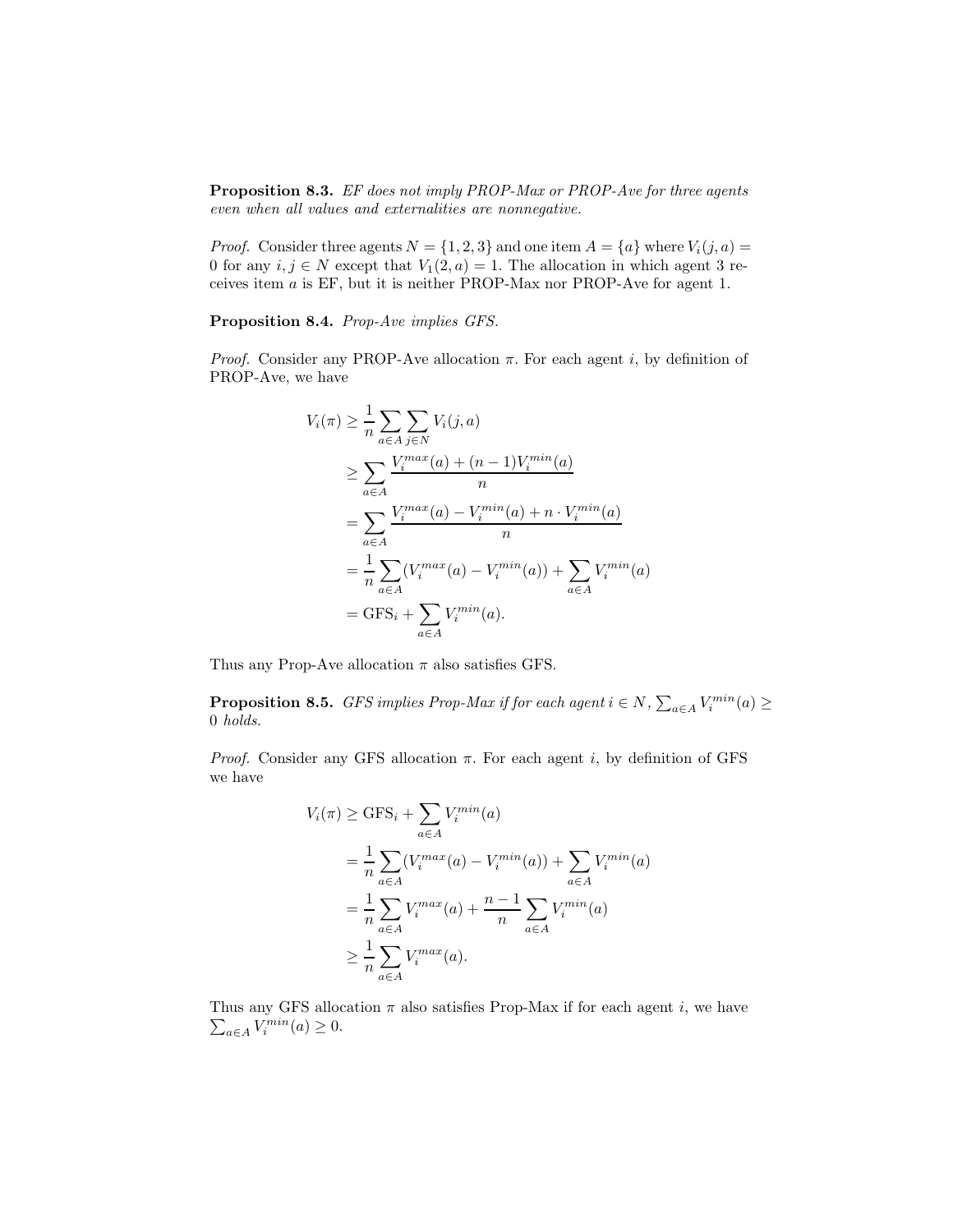**Proposition 8.3.** *EF does not imply PROP-Max or PROP-Ave for three agents even when all values and externalities are nonnegative.*

*Proof.* Consider three agents $N = \{1, 2, 3\}$ and one item $A = \{a\}$ where $V_i(j, a) = 0$ for any $i, j \in N$ except that $V_1(2, a) = 1$. The allocation in which agent 3 receives item $a$ is EF, but it is neither PROP-Max nor PROP-Ave for agent 1.

**Proposition 8.4.** *Prop-Ave implies GFS.*

*Proof.* Consider any PROP-Ave allocation $\pi$. For each agent $i$, by definition of PROP-Ave, we have

$$
\begin{aligned}
V_i(\pi) &\geq \frac{1}{n} \sum_{a \in A} \sum_{j \in N} V_i(j, a) \\
&\geq \sum_{a \in A} \frac{V_i^{max}(a) + (n-1)V_i^{min}(a)}{n} \\
&= \sum_{a \in A} \frac{V_i^{max}(a) - V_i^{min}(a) + n \cdot V_i^{min}(a)}{n} \\
&= \frac{1}{n} \sum_{a \in A} (V_i^{max}(a) - V_i^{min}(a)) + \sum_{a \in A} V_i^{min}(a) \\
&= \mathrm{GFS}_i + \sum_{a \in A} V_i^{min}(a).
\end{aligned}
$$

Thus any Prop-Ave allocation $\pi$ also satisfies GFS.

**Proposition 8.5.** *GFS implies Prop-Max if for each agent $i \in N$, $\sum_{a \in A} V_i^{min}(a) \geq 0$ holds.*

*Proof.* Consider any GFS allocation $\pi$. For each agent $i$, by definition of GFS we have

$$
\begin{aligned}
V_i(\pi) &\geq \mathrm{GFS}_i + \sum_{a \in A} V_i^{min}(a) \\
&= \frac{1}{n} \sum_{a \in A} (V_i^{max}(a) - V_i^{min}(a)) + \sum_{a \in A} V_i^{min}(a) \\
&= \frac{1}{n} \sum_{a \in A} V_i^{max}(a) + \frac{n-1}{n} \sum_{a \in A} V_i^{min}(a) \\
&\geq \frac{1}{n} \sum_{a \in A} V_i^{max}(a).
\end{aligned}
$$

Thus any GFS allocation $\pi$ also satisfies Prop-Max if for each agent $i$, we have $\sum_{a \in A} V_i^{min}(a) \geq 0$.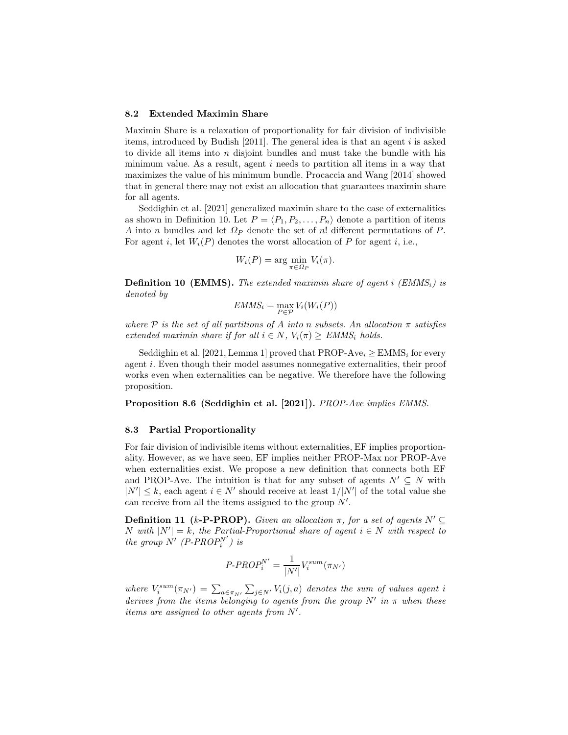### 8.2 Extended Maximin Share

Maximin Share is a relaxation of proportionality for fair division of indivisible items, introduced by Budish [2011]. The general idea is that an agent $i$ is asked to divide all items into $n$ disjoint bundles and must take the bundle with his minimum value. As a result, agent $i$ needs to partition all items in a way that maximizes the value of his minimum bundle. Procaccia and Wang [2014] showed that in general there may not exist an allocation that guarantees maximin share for all agents.

Seddighin et al. [2021] generalized maximin share to the case of externalities as shown in Definition 10. Let $P = \langle P_1, P_2, \ldots, P_n \rangle$ denote a partition of items $A$ into $n$ bundles and let $\Omega_P$ denote the set of $n!$ different permutations of $P$. For agent $i$, let $W_i(P)$ denotes the worst allocation of $P$ for agent $i$, i.e.,

$$W_i(P) = \arg\min_{\pi \in \Omega_P} V_i(\pi).$$

**Definition 10 (EMMS).** *The extended maximin share of agent $i$ ($EMMS_i$) is denoted by*

$$EMMS_i = \max_{P \in \mathcal{P}} V_i(W_i(P))$$

*where $\mathcal{P}$ is the set of all partitions of $A$ into $n$ subsets. An allocation $\pi$ satisfies extended maximin share if for all $i \in N$, $V_i(\pi) \geq EMMS_i$ holds.*

Seddighin et al. [2021, Lemma 1] proved that $\text{PROP-Ave}_i \geq \text{EMMS}_i$ for every agent $i$. Even though their model assumes nonnegative externalities, their proof works even when externalities can be negative. We therefore have the following proposition.

**Proposition 8.6 (Seddighin et al. [2021]).** *PROP-Ave implies EMMS.*

### 8.3 Partial Proportionality

For fair division of indivisible items without externalities, EF implies proportionality. However, as we have seen, EF implies neither PROP-Max nor PROP-Ave when externalities exist. We propose a new definition that connects both EF and PROP-Ave. The intuition is that for any subset of agents $N' \subseteq N$ with $|N'| \leq k$, each agent $i \in N'$ should receive at least $1/|N'|$ of the total value she can receive from all the items assigned to the group $N'$.

**Definition 11 ($k$-P-PROP).** *Given an allocation $\pi$, for a set of agents $N' \subseteq N$ with $|N'| = k$, the Partial-Proportional share of agent $i \in N$ with respect to the group $N'$ ($P\text{-}PROP_i^{N'}$) is*

$$P\text{-}PROP_i^{N'} = \frac{1}{|N'|} V_i^{sum}(\pi_{N'})$$

*where $V_i^{sum}(\pi_{N'}) = \sum_{a \in \pi_{N'}} \sum_{j \in N'} V_i(j, a)$ denotes the sum of values agent $i$ derives from the items belonging to agents from the group $N'$ in $\pi$ when these items are assigned to other agents from $N'$.*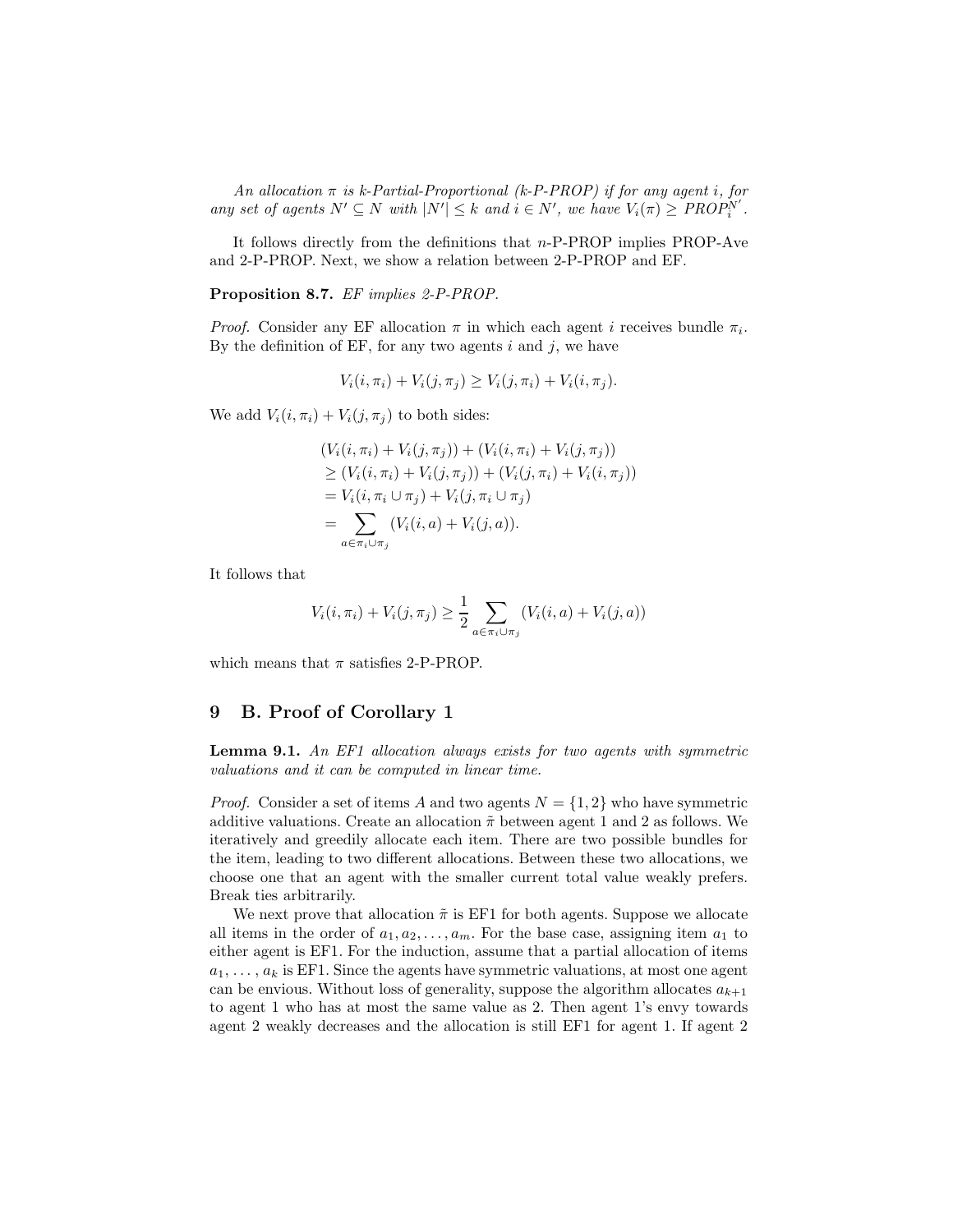*An allocation $\pi$ is k-Partial-Proportional (k-P-PROP) if for any agent $i$, for any set of agents $N' \subseteq N$ with $|N'| \leq k$ and $i \in N'$, we have $V_i(\pi) \geq PROP_i^{N'}$.*

It follows directly from the definitions that $n$-P-PROP implies PROP-Ave and 2-P-PROP. Next, we show a relation between 2-P-PROP and EF.

**Proposition 8.7.** *EF implies 2-P-PROP.*

*Proof.* Consider any EF allocation $\pi$ in which each agent $i$ receives bundle $\pi_i$. By the definition of EF, for any two agents $i$ and $j$, we have

$$V_i(i, \pi_i) + V_i(j, \pi_j) \geq V_i(j, \pi_i) + V_i(i, \pi_j).$$

We add $V_i(i, \pi_i) + V_i(j, \pi_j)$ to both sides:

$$\begin{aligned}
&(V_i(i, \pi_i) + V_i(j, \pi_j)) + (V_i(i, \pi_i) + V_i(j, \pi_j)) \\
&\geq (V_i(i, \pi_i) + V_i(j, \pi_j)) + (V_i(j, \pi_i) + V_i(i, \pi_j)) \\
&= V_i(i, \pi_i \cup \pi_j) + V_i(j, \pi_i \cup \pi_j) \\
&= \sum_{a \in \pi_i \cup \pi_j} (V_i(i, a) + V_i(j, a)).
\end{aligned}$$

It follows that

$$V_i(i, \pi_i) + V_i(j, \pi_j) \geq \frac{1}{2} \sum_{a \in \pi_i \cup \pi_j} (V_i(i, a) + V_i(j, a))$$

which means that $\pi$ satisfies 2-P-PROP.

# 9 B. Proof of Corollary 1

**Lemma 9.1.** *An EF1 allocation always exists for two agents with symmetric valuations and it can be computed in linear time.*

*Proof.* Consider a set of items $A$ and two agents $N = \{1, 2\}$ who have symmetric additive valuations. Create an allocation $\tilde{\pi}$ between agent 1 and 2 as follows. We iteratively and greedily allocate each item. There are two possible bundles for the item, leading to two different allocations. Between these two allocations, we choose one that an agent with the smaller current total value weakly prefers. Break ties arbitrarily.

We next prove that allocation $\tilde{\pi}$ is EF1 for both agents. Suppose we allocate all items in the order of $a_1, a_2, \ldots, a_m$. For the base case, assigning item $a_1$ to either agent is EF1. For the induction, assume that a partial allocation of items $a_1, \ldots, a_k$ is EF1. Since the agents have symmetric valuations, at most one agent can be envious. Without loss of generality, suppose the algorithm allocates $a_{k+1}$ to agent 1 who has at most the same value as 2. Then agent 1's envy towards agent 2 weakly decreases and the allocation is still EF1 for agent 1. If agent 2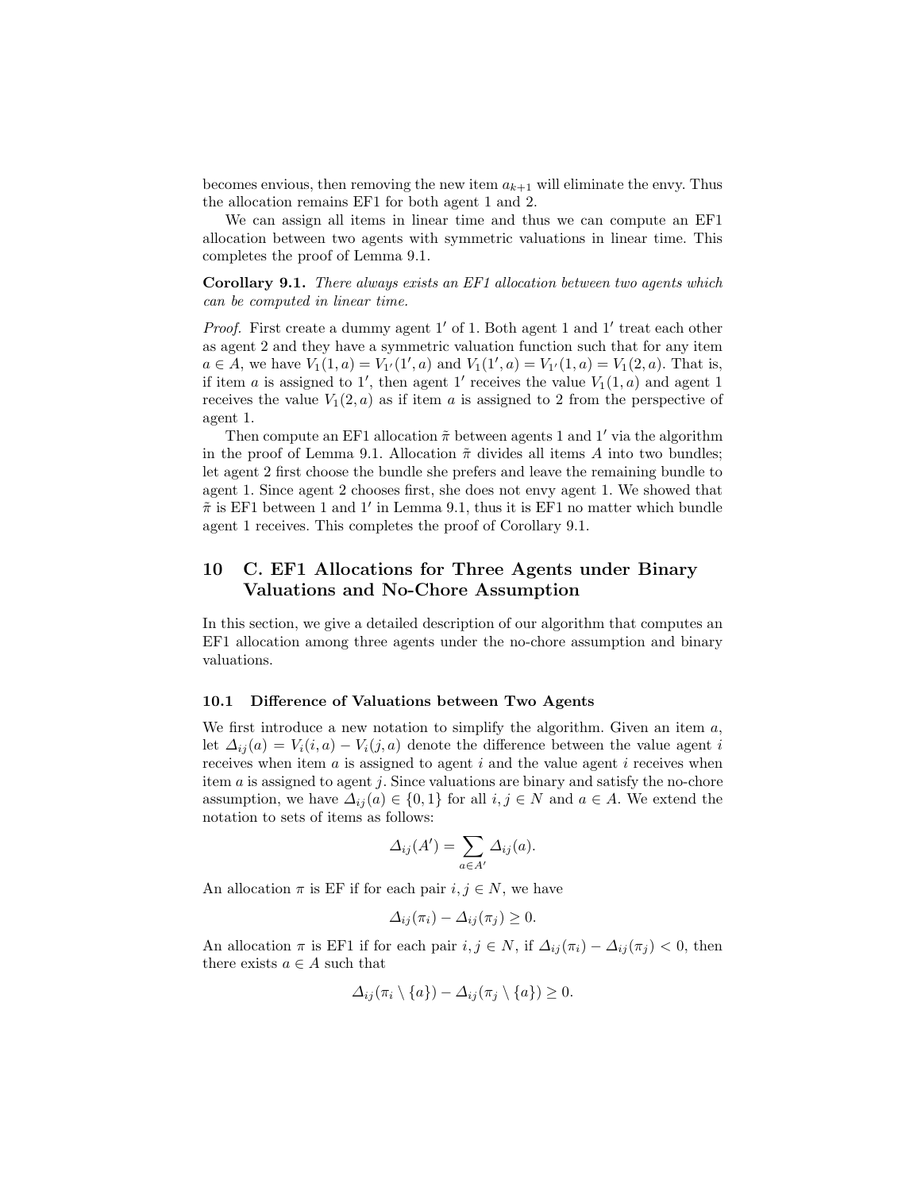becomes envious, then removing the new item $a_{k+1}$ will eliminate the envy. Thus the allocation remains EF1 for both agent 1 and 2.

We can assign all items in linear time and thus we can compute an EF1 allocation between two agents with symmetric valuations in linear time. This completes the proof of Lemma 9.1.

**Corollary 9.1.** *There always exists an EF1 allocation between two agents which can be computed in linear time.*

*Proof.* First create a dummy agent $1'$ of 1. Both agent 1 and $1'$ treat each other as agent 2 and they have a symmetric valuation function such that for any item $a \in A$, we have $V_1(1,a) = V_{1'}(1',a)$ and $V_1(1',a) = V_{1'}(1,a) = V_1(2,a)$. That is, if item $a$ is assigned to $1'$, then agent $1'$ receives the value $V_1(1,a)$ and agent 1 receives the value $V_1(2,a)$ as if item $a$ is assigned to 2 from the perspective of agent 1.

Then compute an EF1 allocation $\tilde{\pi}$ between agents 1 and $1'$ via the algorithm in the proof of Lemma 9.1. Allocation $\tilde{\pi}$ divides all items $A$ into two bundles; let agent 2 first choose the bundle she prefers and leave the remaining bundle to agent 1. Since agent 2 chooses first, she does not envy agent 1. We showed that $\tilde{\pi}$ is EF1 between 1 and $1'$ in Lemma 9.1, thus it is EF1 no matter which bundle agent 1 receives. This completes the proof of Corollary 9.1.

# 10 C. EF1 Allocations for Three Agents under Binary Valuations and No-Chore Assumption

In this section, we give a detailed description of our algorithm that computes an EF1 allocation among three agents under the no-chore assumption and binary valuations.

### 10.1 Difference of Valuations between Two Agents

We first introduce a new notation to simplify the algorithm. Given an item $a$, let $\Delta_{ij}(a) = V_i(i,a) - V_i(j,a)$ denote the difference between the value agent $i$ receives when item $a$ is assigned to agent $i$ and the value agent $i$ receives when item $a$ is assigned to agent $j$. Since valuations are binary and satisfy the no-chore assumption, we have $\Delta_{ij}(a) \in \{0,1\}$ for all $i,j \in N$ and $a \in A$. We extend the notation to sets of items as follows:

$$\Delta_{ij}(A') = \sum_{a \in A'} \Delta_{ij}(a).$$

An allocation $\pi$ is EF if for each pair $i,j \in N$, we have

$$\Delta_{ij}(\pi_i) - \Delta_{ij}(\pi_j) \geq 0.$$

An allocation $\pi$ is EF1 if for each pair $i,j \in N$, if $\Delta_{ij}(\pi_i) - \Delta_{ij}(\pi_j) < 0$, then there exists $a \in A$ such that

$$\Delta_{ij}(\pi_i \setminus \{a\}) - \Delta_{ij}(\pi_j \setminus \{a\}) \geq 0.$$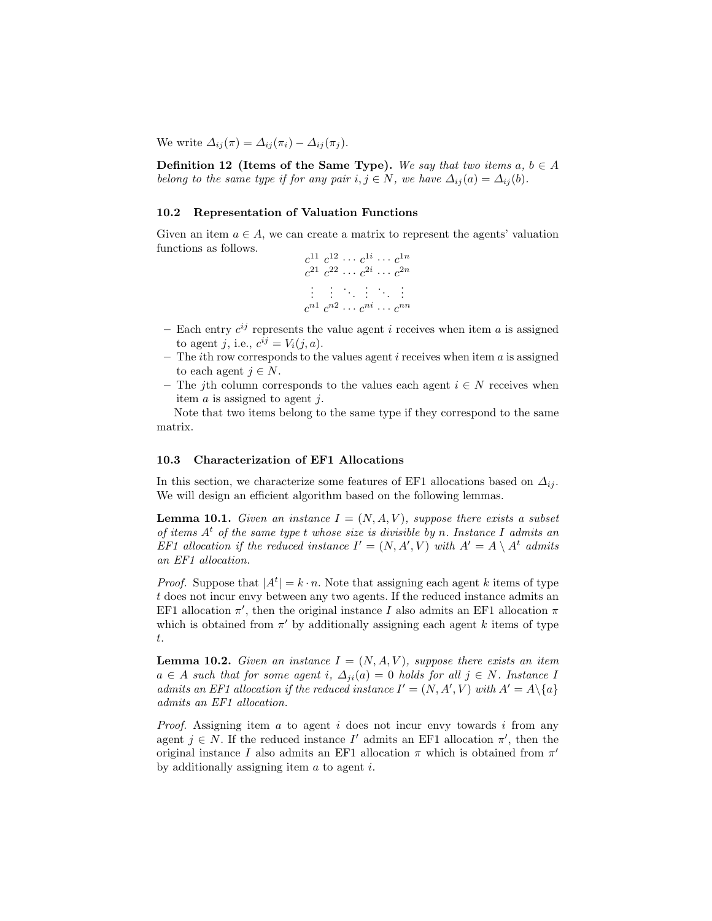We write $\Delta_{ij}(\pi) = \Delta_{ij}(\pi_i) - \Delta_{ij}(\pi_j)$.

**Definition 12 (Items of the Same Type).** *We say that two items $a$, $b \in A$ belong to the same type if for any pair $i, j \in N$, we have $\Delta_{ij}(a) = \Delta_{ij}(b)$.*

### 10.2 Representation of Valuation Functions

Given an item $a \in A$, we can create a matrix to represent the agents' valuation functions as follows.

$$
\begin{matrix}
c^{11} & c^{12} & \cdots & c^{1i} & \cdots & c^{1n} \\
c^{21} & c^{22} & \cdots & c^{2i} & \cdots & c^{2n} \\
\vdots & \vdots & \ddots & \vdots & \ddots & \vdots \\
c^{n1} & c^{n2} & \cdots & c^{ni} & \cdots & c^{nn}
\end{matrix}
$$

- Each entry $c^{ij}$ represents the value agent $i$ receives when item $a$ is assigned to agent $j$, i.e., $c^{ij} = V_i(j, a)$.
- The $i$th row corresponds to the values agent $i$ receives when item $a$ is assigned to each agent $j \in N$.
- The $j$th column corresponds to the values each agent $i \in N$ receives when item $a$ is assigned to agent $j$.

Note that two items belong to the same type if they correspond to the same matrix.

### 10.3 Characterization of EF1 Allocations

In this section, we characterize some features of EF1 allocations based on $\Delta_{ij}$. We will design an efficient algorithm based on the following lemmas.

**Lemma 10.1.** *Given an instance $I = (N, A, V)$, suppose there exists a subset of items $A^t$ of the same type $t$ whose size is divisible by $n$. Instance $I$ admits an EF1 allocation if the reduced instance $I' = (N, A', V)$ with $A' = A \setminus A^t$ admits an EF1 allocation.*

*Proof.* Suppose that $|A^t| = k \cdot n$. Note that assigning each agent $k$ items of type $t$ does not incur envy between any two agents. If the reduced instance admits an EF1 allocation $\pi'$, then the original instance $I$ also admits an EF1 allocation $\pi$ which is obtained from $\pi'$ by additionally assigning each agent $k$ items of type $t$.

**Lemma 10.2.** *Given an instance $I = (N, A, V)$, suppose there exists an item $a \in A$ such that for some agent $i$, $\Delta_{ji}(a) = 0$ holds for all $j \in N$. Instance $I$ admits an EF1 allocation if the reduced instance $I' = (N, A', V)$ with $A' = A \setminus \{a\}$ admits an EF1 allocation.*

*Proof.* Assigning item $a$ to agent $i$ does not incur envy towards $i$ from any agent $j \in N$. If the reduced instance $I'$ admits an EF1 allocation $\pi'$, then the original instance $I$ also admits an EF1 allocation $\pi$ which is obtained from $\pi'$ by additionally assigning item $a$ to agent $i$.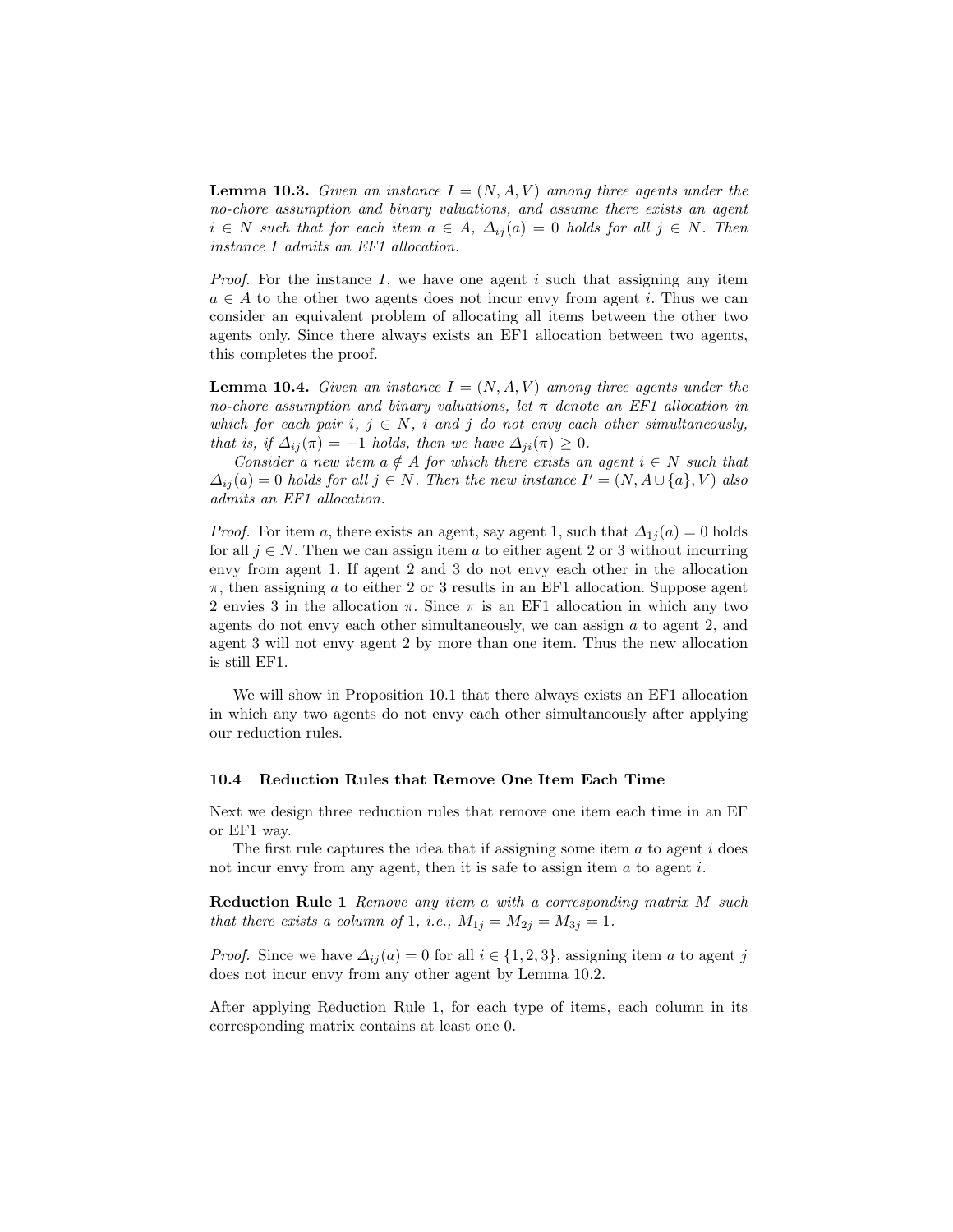**Lemma 10.3.** *Given an instance $I = (N, A, V)$ among three agents under the no-chore assumption and binary valuations, and assume there exists an agent $i \in N$ such that for each item $a \in A$, $\Delta_{ij}(a) = 0$ holds for all $j \in N$. Then instance $I$ admits an EF1 allocation.*

*Proof.* For the instance $I$, we have one agent $i$ such that assigning any item $a \in A$ to the other two agents does not incur envy from agent $i$. Thus we can consider an equivalent problem of allocating all items between the other two agents only. Since there always exists an EF1 allocation between two agents, this completes the proof.

**Lemma 10.4.** *Given an instance $I = (N, A, V)$ among three agents under the no-chore assumption and binary valuations, let $\pi$ denote an EF1 allocation in which for each pair $i, j \in N$, $i$ and $j$ do not envy each other simultaneously, that is, if $\Delta_{ij}(\pi) = -1$ holds, then we have $\Delta_{ji}(\pi) \geq 0$.*

*Consider a new item $a \notin A$ for which there exists an agent $i \in N$ such that $\Delta_{ij}(a) = 0$ holds for all $j \in N$. Then the new instance $I' = (N, A \cup \{a\}, V)$ also admits an EF1 allocation.*

*Proof.* For item $a$, there exists an agent, say agent 1, such that $\Delta_{1j}(a) = 0$ holds for all $j \in N$. Then we can assign item $a$ to either agent 2 or 3 without incurring envy from agent 1. If agent 2 and 3 do not envy each other in the allocation $\pi$, then assigning $a$ to either 2 or 3 results in an EF1 allocation. Suppose agent 2 envies 3 in the allocation $\pi$. Since $\pi$ is an EF1 allocation in which any two agents do not envy each other simultaneously, we can assign $a$ to agent 2, and agent 3 will not envy agent 2 by more than one item. Thus the new allocation is still EF1.

We will show in Proposition 10.1 that there always exists an EF1 allocation in which any two agents do not envy each other simultaneously after applying our reduction rules.

### 10.4 Reduction Rules that Remove One Item Each Time

Next we design three reduction rules that remove one item each time in an EF or EF1 way.

The first rule captures the idea that if assigning some item $a$ to agent $i$ does not incur envy from any agent, then it is safe to assign item $a$ to agent $i$.

**Reduction Rule 1** *Remove any item $a$ with a corresponding matrix $M$ such that there exists a column of 1, i.e., $M_{1j} = M_{2j} = M_{3j} = 1$.*

*Proof.* Since we have $\Delta_{ij}(a) = 0$ for all $i \in \{1, 2, 3\}$, assigning item $a$ to agent $j$ does not incur envy from any other agent by Lemma 10.2.

After applying Reduction Rule 1, for each type of items, each column in its corresponding matrix contains at least one 0.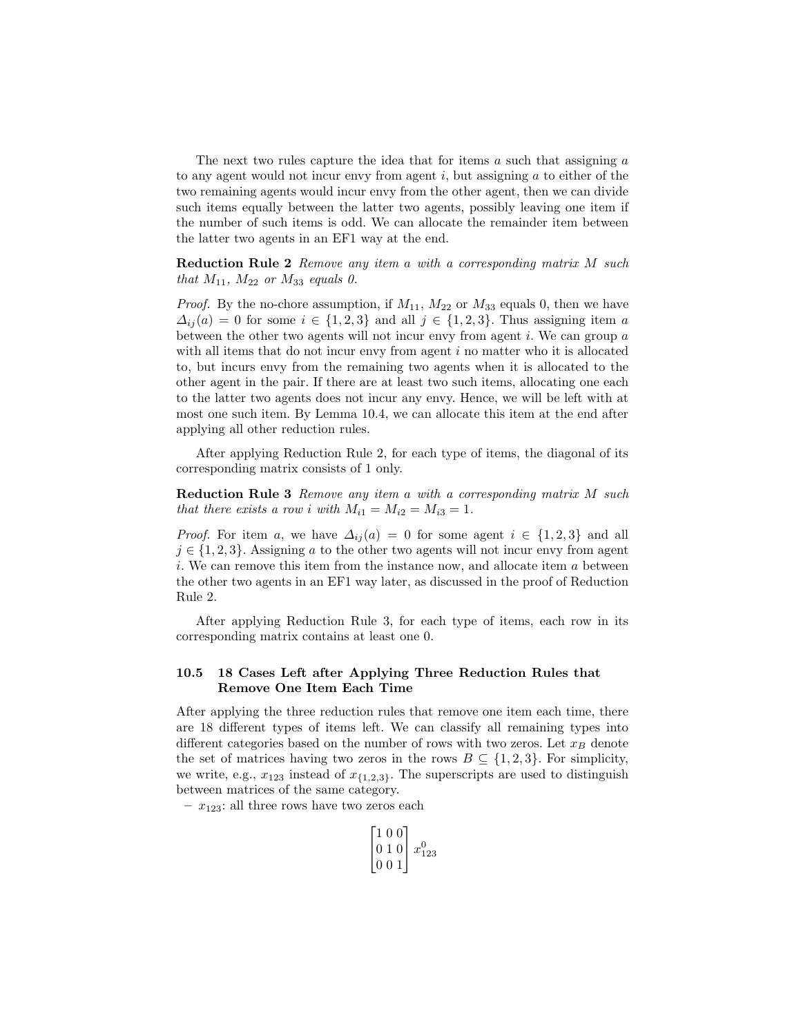The next two rules capture the idea that for items $a$ such that assigning $a$ to any agent would not incur envy from agent $i$, but assigning $a$ to either of the two remaining agents would incur envy from the other agent, then we can divide such items equally between the latter two agents, possibly leaving one item if the number of such items is odd. We can allocate the remainder item between the latter two agents in an EF1 way at the end.

**Reduction Rule 2** *Remove any item $a$ with a corresponding matrix $M$ such that $M_{11}$, $M_{22}$ or $M_{33}$ equals 0.*

*Proof.* By the no-chore assumption, if $M_{11}$, $M_{22}$ or $M_{33}$ equals 0, then we have $\Delta_{ij}(a) = 0$ for some $i \in \{1, 2, 3\}$ and all $j \in \{1, 2, 3\}$. Thus assigning item $a$ between the other two agents will not incur envy from agent $i$. We can group $a$ with all items that do not incur envy from agent $i$ no matter who it is allocated to, but incurs envy from the remaining two agents when it is allocated to the other agent in the pair. If there are at least two such items, allocating one each to the latter two agents does not incur any envy. Hence, we will be left with at most one such item. By Lemma 10.4, we can allocate this item at the end after applying all other reduction rules.

After applying Reduction Rule 2, for each type of items, the diagonal of its corresponding matrix consists of 1 only.

**Reduction Rule 3** *Remove any item $a$ with a corresponding matrix $M$ such that there exists a row $i$ with $M_{i1} = M_{i2} = M_{i3} = 1$.*

*Proof.* For item $a$, we have $\Delta_{ij}(a) = 0$ for some agent $i \in \{1, 2, 3\}$ and all $j \in \{1, 2, 3\}$. Assigning $a$ to the other two agents will not incur envy from agent $i$. We can remove this item from the instance now, and allocate item $a$ between the other two agents in an EF1 way later, as discussed in the proof of Reduction Rule 2.

After applying Reduction Rule 3, for each type of items, each row in its corresponding matrix contains at least one 0.

### 10.5 18 Cases Left after Applying Three Reduction Rules that Remove One Item Each Time

After applying the three reduction rules that remove one item each time, there are 18 different types of items left. We can classify all remaining types into different categories based on the number of rows with two zeros. Let $x_B$ denote the set of matrices having two zeros in the rows $B \subseteq \{1, 2, 3\}$. For simplicity, we write, e.g., $x_{123}$ instead of $x_{\{1,2,3\}}$. The superscripts are used to distinguish between matrices of the same category.

– $x_{123}$: all three rows have two zeros each

$$\begin{bmatrix} 1 & 0 & 0 \\ 0 & 1 & 0 \\ 0 & 0 & 1 \end{bmatrix} x^0_{123}$$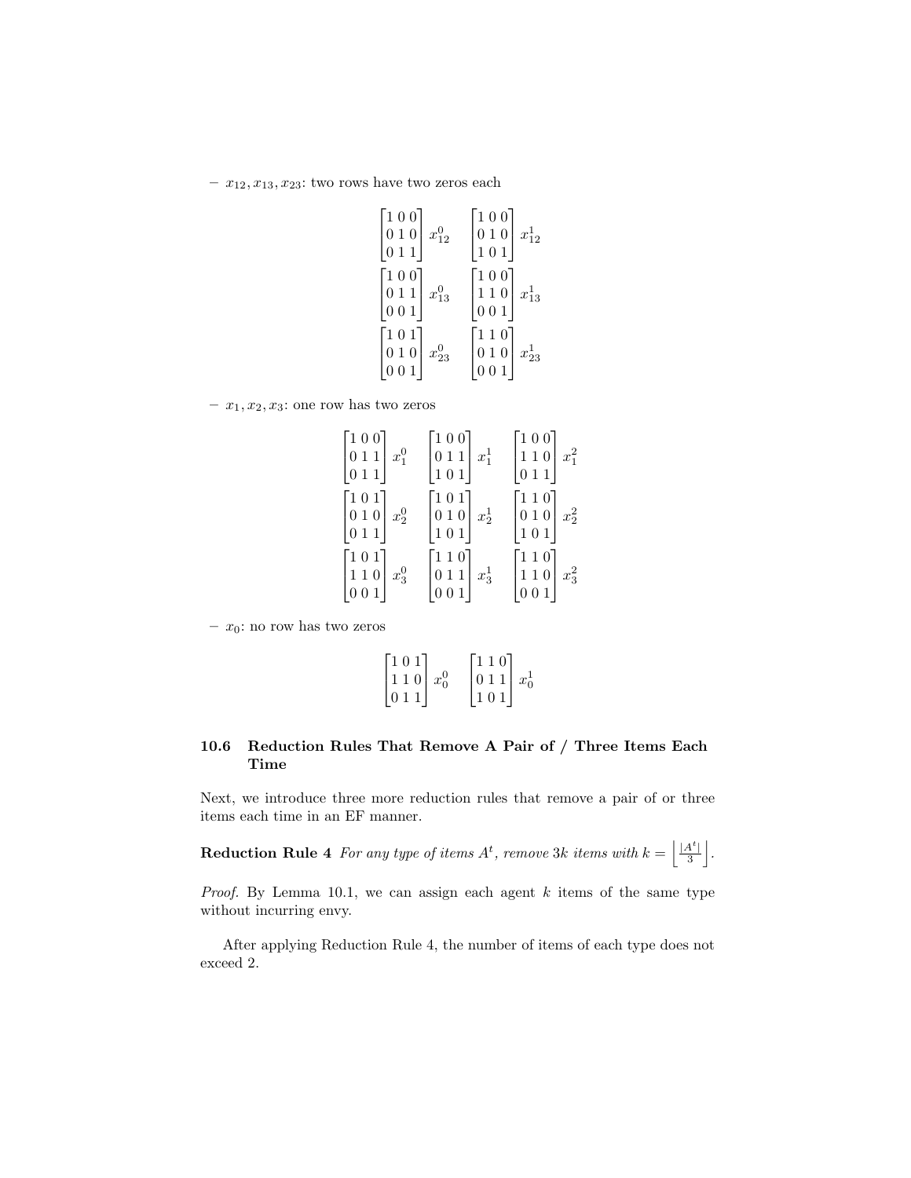– $x_{12}, x_{13}, x_{23}$: two rows have two zeros each

$$\begin{bmatrix}1\,0\,0\\0\,1\,0\\0\,1\,1\end{bmatrix} x_{12}^0 \quad \begin{bmatrix}1\,0\,0\\0\,1\,0\\1\,0\,1\end{bmatrix} x_{12}^1$$

$$\begin{bmatrix}1\,0\,0\\0\,1\,1\\0\,0\,1\end{bmatrix} x_{13}^0 \quad \begin{bmatrix}1\,0\,0\\1\,1\,0\\0\,0\,1\end{bmatrix} x_{13}^1$$

$$\begin{bmatrix}1\,0\,1\\0\,1\,0\\0\,0\,1\end{bmatrix} x_{23}^0 \quad \begin{bmatrix}1\,1\,0\\0\,1\,0\\0\,0\,1\end{bmatrix} x_{23}^1$$

– $x_1, x_2, x_3$: one row has two zeros

$$\begin{bmatrix}1\,0\,0\\0\,1\,1\\0\,1\,1\end{bmatrix} x_1^0 \quad \begin{bmatrix}1\,0\,0\\0\,1\,1\\1\,0\,1\end{bmatrix} x_1^1 \quad \begin{bmatrix}1\,0\,0\\1\,1\,0\\0\,1\,1\end{bmatrix} x_1^2$$

$$\begin{bmatrix}1\,0\,1\\0\,1\,0\\0\,1\,1\end{bmatrix} x_2^0 \quad \begin{bmatrix}1\,0\,1\\0\,1\,0\\1\,0\,1\end{bmatrix} x_2^1 \quad \begin{bmatrix}1\,1\,0\\0\,1\,0\\1\,0\,1\end{bmatrix} x_2^2$$

$$\begin{bmatrix}1\,0\,1\\1\,1\,0\\0\,0\,1\end{bmatrix} x_3^0 \quad \begin{bmatrix}1\,1\,0\\0\,1\,1\\0\,0\,1\end{bmatrix} x_3^1 \quad \begin{bmatrix}1\,1\,0\\1\,1\,0\\0\,0\,1\end{bmatrix} x_3^2$$

– $x_0$: no row has two zeros

$$\begin{bmatrix}1\,0\,1\\1\,1\,0\\0\,1\,1\end{bmatrix} x_0^0 \quad \begin{bmatrix}1\,1\,0\\0\,1\,1\\1\,0\,1\end{bmatrix} x_0^1$$

### 10.6 Reduction Rules That Remove A Pair of / Three Items Each Time

Next, we introduce three more reduction rules that remove a pair of or three items each time in an EF manner.

**Reduction Rule 4** *For any type of items $A^t$, remove $3k$ items with $k = \left\lfloor \frac{|A^t|}{3} \right\rfloor$.*

*Proof.* By Lemma 10.1, we can assign each agent $k$ items of the same type without incurring envy.

After applying Reduction Rule 4, the number of items of each type does not exceed 2.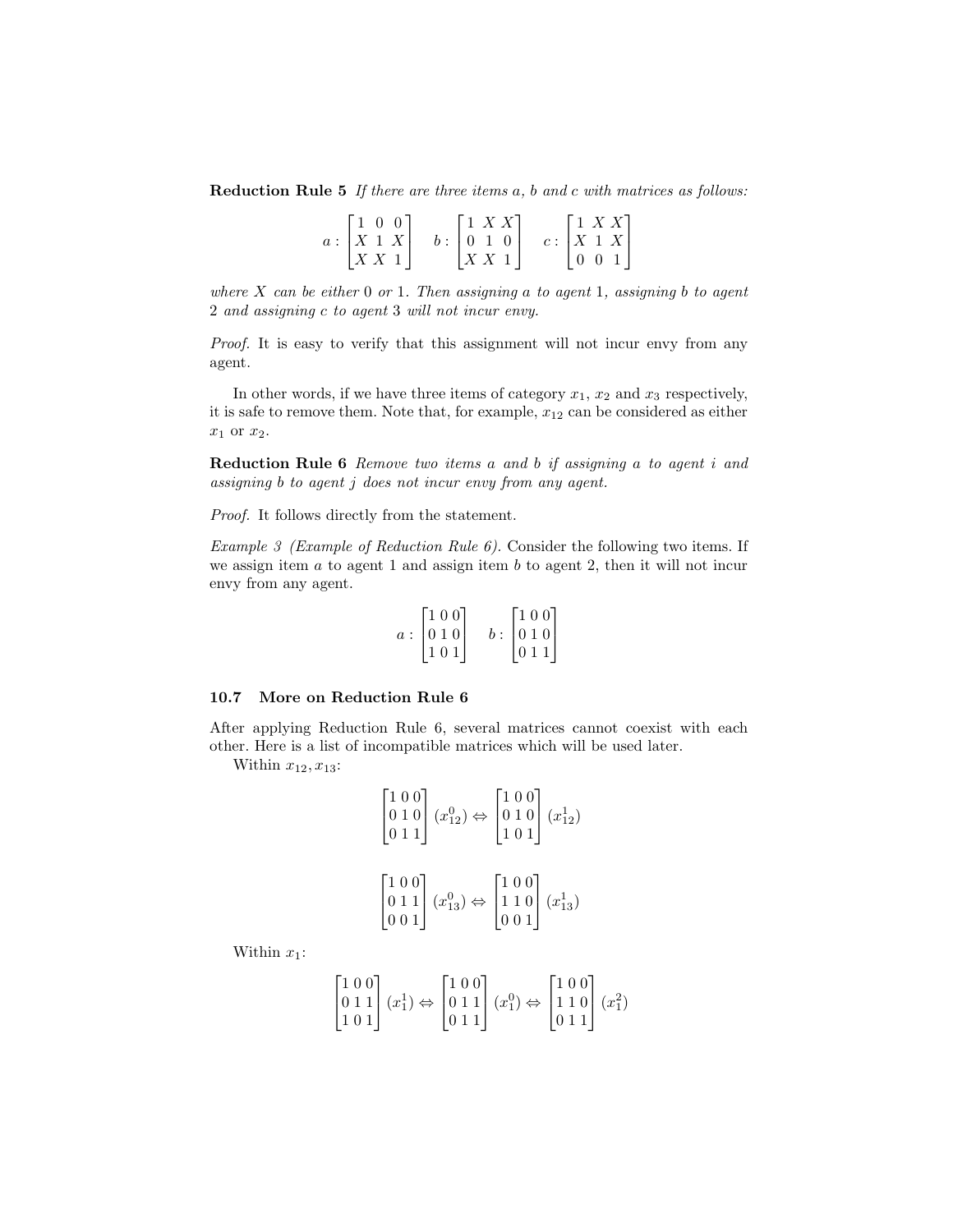**Reduction Rule 5** *If there are three items $a$, $b$ and $c$ with matrices as follows:*

$$a : \begin{bmatrix} 1 & 0 & 0 \\ X & 1 & X \\ X & X & 1 \end{bmatrix} \quad b : \begin{bmatrix} 1 & X & X \\ 0 & 1 & 0 \\ X & X & 1 \end{bmatrix} \quad c : \begin{bmatrix} 1 & X & X \\ X & 1 & X \\ 0 & 0 & 1 \end{bmatrix}$$

*where $X$ can be either 0 or 1. Then assigning $a$ to agent 1, assigning $b$ to agent 2 and assigning $c$ to agent 3 will not incur envy.*

*Proof.* It is easy to verify that this assignment will not incur envy from any agent.

In other words, if we have three items of category $x_1$, $x_2$ and $x_3$ respectively, it is safe to remove them. Note that, for example, $x_{12}$ can be considered as either $x_1$ or $x_2$.

**Reduction Rule 6** *Remove two items $a$ and $b$ if assigning $a$ to agent $i$ and assigning $b$ to agent $j$ does not incur envy from any agent.*

*Proof.* It follows directly from the statement.

*Example 3 (Example of Reduction Rule 6).* Consider the following two items. If we assign item $a$ to agent 1 and assign item $b$ to agent 2, then it will not incur envy from any agent.

$$a : \begin{bmatrix} 1 & 0 & 0 \\ 0 & 1 & 0 \\ 1 & 0 & 1 \end{bmatrix} \quad b : \begin{bmatrix} 1 & 0 & 0 \\ 0 & 1 & 0 \\ 0 & 1 & 1 \end{bmatrix}$$

### 10.7 More on Reduction Rule 6

After applying Reduction Rule 6, several matrices cannot coexist with each other. Here is a list of incompatible matrices which will be used later.

Within $x_{12}, x_{13}$:

$$\begin{bmatrix} 1 & 0 & 0 \\ 0 & 1 & 0 \\ 0 & 1 & 1 \end{bmatrix} (x_{12}^0) \Leftrightarrow \begin{bmatrix} 1 & 0 & 0 \\ 0 & 1 & 0 \\ 1 & 0 & 1 \end{bmatrix} (x_{12}^1)$$

$$\begin{bmatrix} 1 & 0 & 0 \\ 0 & 1 & 1 \\ 0 & 0 & 1 \end{bmatrix} (x_{13}^0) \Leftrightarrow \begin{bmatrix} 1 & 0 & 0 \\ 1 & 1 & 0 \\ 0 & 0 & 1 \end{bmatrix} (x_{13}^1)$$

Within $x_1$:

$$\begin{bmatrix} 1 & 0 & 0 \\ 0 & 1 & 1 \\ 1 & 0 & 1 \end{bmatrix} (x_1^1) \Leftrightarrow \begin{bmatrix} 1 & 0 & 0 \\ 0 & 1 & 1 \\ 0 & 1 & 1 \end{bmatrix} (x_1^0) \Leftrightarrow \begin{bmatrix} 1 & 0 & 0 \\ 1 & 1 & 0 \\ 0 & 1 & 1 \end{bmatrix} (x_1^2)$$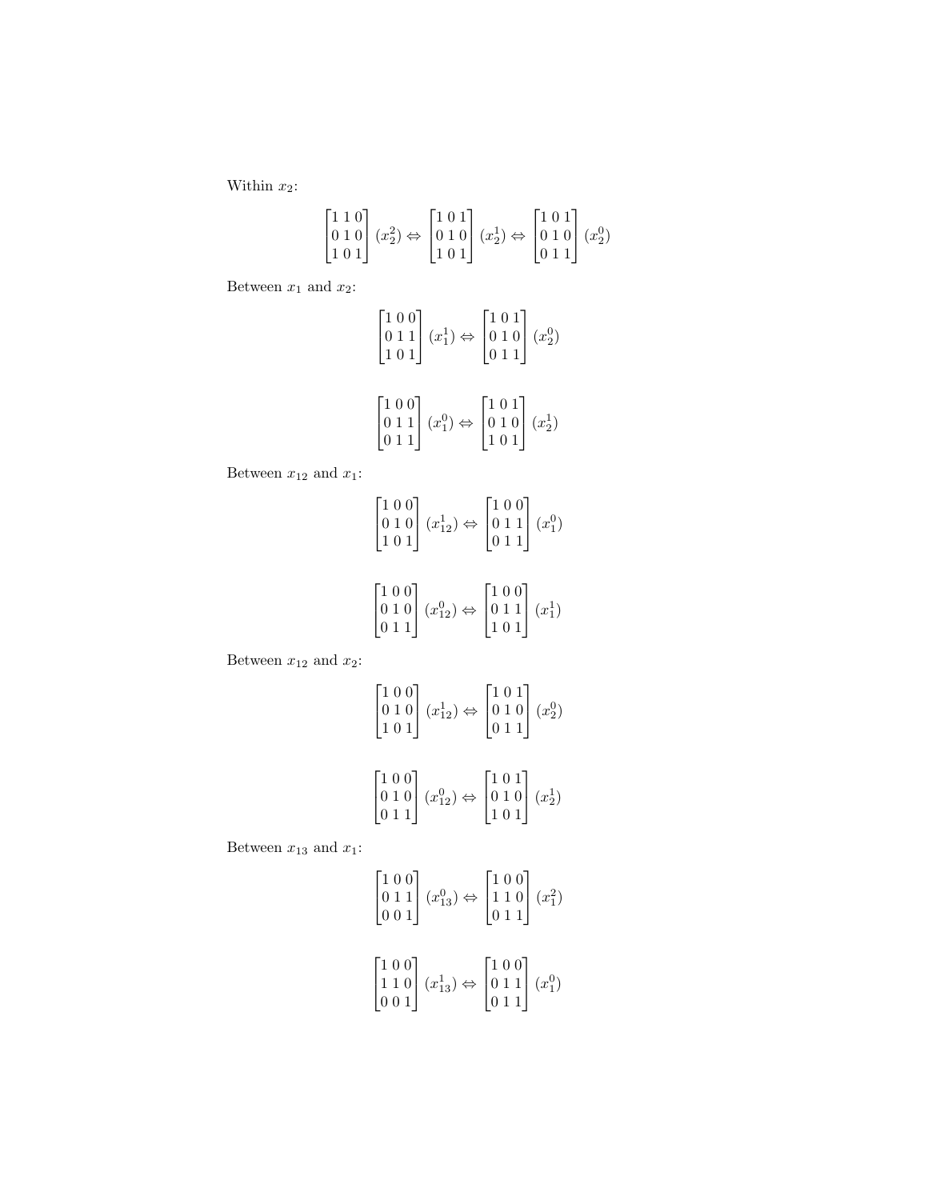Within $x_2$:

$$\begin{bmatrix} 1 & 1 & 0 \\ 0 & 1 & 0 \\ 1 & 0 & 1 \end{bmatrix} (x_2^2) \Leftrightarrow \begin{bmatrix} 1 & 0 & 1 \\ 0 & 1 & 0 \\ 1 & 0 & 1 \end{bmatrix} (x_2^1) \Leftrightarrow \begin{bmatrix} 1 & 0 & 1 \\ 0 & 1 & 0 \\ 0 & 1 & 1 \end{bmatrix} (x_2^0)$$

Between $x_1$ and $x_2$:

$$\begin{bmatrix} 1 & 0 & 0 \\ 0 & 1 & 1 \\ 1 & 0 & 1 \end{bmatrix} (x_1^1) \Leftrightarrow \begin{bmatrix} 1 & 0 & 1 \\ 0 & 1 & 0 \\ 0 & 1 & 1 \end{bmatrix} (x_2^0)$$

$$\begin{bmatrix} 1 & 0 & 0 \\ 0 & 1 & 1 \\ 0 & 1 & 1 \end{bmatrix} (x_1^0) \Leftrightarrow \begin{bmatrix} 1 & 0 & 1 \\ 0 & 1 & 0 \\ 1 & 0 & 1 \end{bmatrix} (x_2^1)$$

Between $x_{12}$ and $x_1$:

$$\begin{bmatrix} 1 & 0 & 0 \\ 0 & 1 & 0 \\ 1 & 0 & 1 \end{bmatrix} (x_{12}^1) \Leftrightarrow \begin{bmatrix} 1 & 0 & 0 \\ 0 & 1 & 1 \\ 0 & 1 & 1 \end{bmatrix} (x_1^0)$$

$$\begin{bmatrix} 1 & 0 & 0 \\ 0 & 1 & 0 \\ 0 & 1 & 1 \end{bmatrix} (x_{12}^0) \Leftrightarrow \begin{bmatrix} 1 & 0 & 0 \\ 0 & 1 & 1 \\ 1 & 0 & 1 \end{bmatrix} (x_1^1)$$

Between $x_{12}$ and $x_2$:

$$\begin{bmatrix} 1 & 0 & 0 \\ 0 & 1 & 0 \\ 1 & 0 & 1 \end{bmatrix} (x_{12}^1) \Leftrightarrow \begin{bmatrix} 1 & 0 & 1 \\ 0 & 1 & 0 \\ 0 & 1 & 1 \end{bmatrix} (x_2^0)$$

$$\begin{bmatrix} 1 & 0 & 0 \\ 0 & 1 & 0 \\ 0 & 1 & 1 \end{bmatrix} (x_{12}^0) \Leftrightarrow \begin{bmatrix} 1 & 0 & 1 \\ 0 & 1 & 0 \\ 1 & 0 & 1 \end{bmatrix} (x_2^1)$$

Between $x_{13}$ and $x_1$:

$$\begin{bmatrix} 1 & 0 & 0 \\ 0 & 1 & 1 \\ 0 & 0 & 1 \end{bmatrix} (x_{13}^0) \Leftrightarrow \begin{bmatrix} 1 & 0 & 0 \\ 1 & 1 & 0 \\ 0 & 1 & 1 \end{bmatrix} (x_1^2)$$

$$\begin{bmatrix} 1 & 0 & 0 \\ 1 & 1 & 0 \\ 0 & 0 & 1 \end{bmatrix} (x_{13}^1) \Leftrightarrow \begin{bmatrix} 1 & 0 & 0 \\ 0 & 1 & 1 \\ 0 & 1 & 1 \end{bmatrix} (x_1^0)$$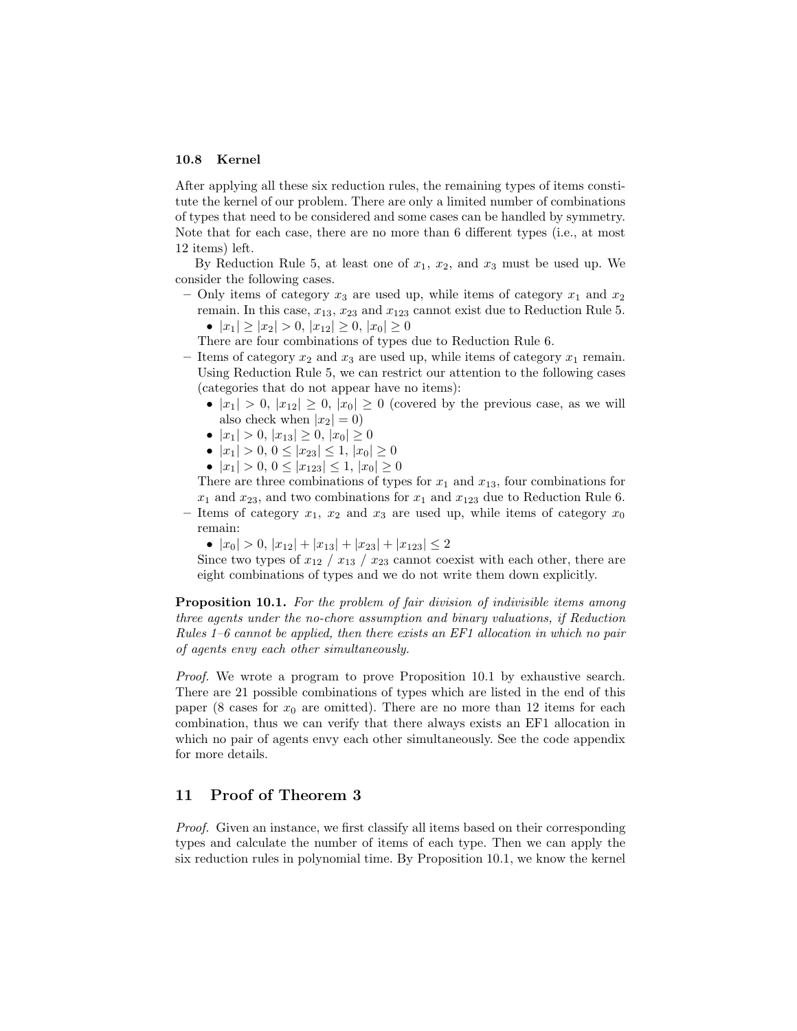### 10.8 Kernel

After applying all these six reduction rules, the remaining types of items constitute the kernel of our problem. There are only a limited number of combinations of types that need to be considered and some cases can be handled by symmetry. Note that for each case, there are no more than 6 different types (i.e., at most 12 items) left.

By Reduction Rule 5, at least one of $x_1$, $x_2$, and $x_3$ must be used up. We consider the following cases.

- Only items of category $x_3$ are used up, while items of category $x_1$ and $x_2$ remain. In this case, $x_{13}$, $x_{23}$ and $x_{123}$ cannot exist due to Reduction Rule 5.
  - $|x_1| \geq |x_2| > 0$, $|x_{12}| \geq 0$, $|x_0| \geq 0$

  There are four combinations of types due to Reduction Rule 6.
- Items of category $x_2$ and $x_3$ are used up, while items of category $x_1$ remain. Using Reduction Rule 5, we can restrict our attention to the following cases (categories that do not appear have no items):
  - $|x_1| > 0$, $|x_{12}| \geq 0$, $|x_0| \geq 0$ (covered by the previous case, as we will also check when $|x_2| = 0$)
  - $|x_1| > 0$, $|x_{13}| \geq 0$, $|x_0| \geq 0$
  - $|x_1| > 0$, $0 \leq |x_{23}| \leq 1$, $|x_0| \geq 0$
  - $|x_1| > 0$, $0 \leq |x_{123}| \leq 1$, $|x_0| \geq 0$

  There are three combinations of types for $x_1$ and $x_{13}$, four combinations for $x_1$ and $x_{23}$, and two combinations for $x_1$ and $x_{123}$ due to Reduction Rule 6.
- Items of category $x_1$, $x_2$ and $x_3$ are used up, while items of category $x_0$ remain:
  - $|x_0| > 0$, $|x_{12}| + |x_{13}| + |x_{23}| + |x_{123}| \leq 2$

  Since two types of $x_{12}$ / $x_{13}$ / $x_{23}$ cannot coexist with each other, there are eight combinations of types and we do not write them down explicitly.

**Proposition 10.1.** *For the problem of fair division of indivisible items among three agents under the no-chore assumption and binary valuations, if Reduction Rules 1–6 cannot be applied, then there exists an EF1 allocation in which no pair of agents envy each other simultaneously.*

*Proof.* We wrote a program to prove Proposition 10.1 by exhaustive search. There are 21 possible combinations of types which are listed in the end of this paper (8 cases for $x_0$ are omitted). There are no more than 12 items for each combination, thus we can verify that there always exists an EF1 allocation in which no pair of agents envy each other simultaneously. See the code appendix for more details.

## 11 Proof of Theorem 3

*Proof.* Given an instance, we first classify all items based on their corresponding types and calculate the number of items of each type. Then we can apply the six reduction rules in polynomial time. By Proposition 10.1, we know the kernel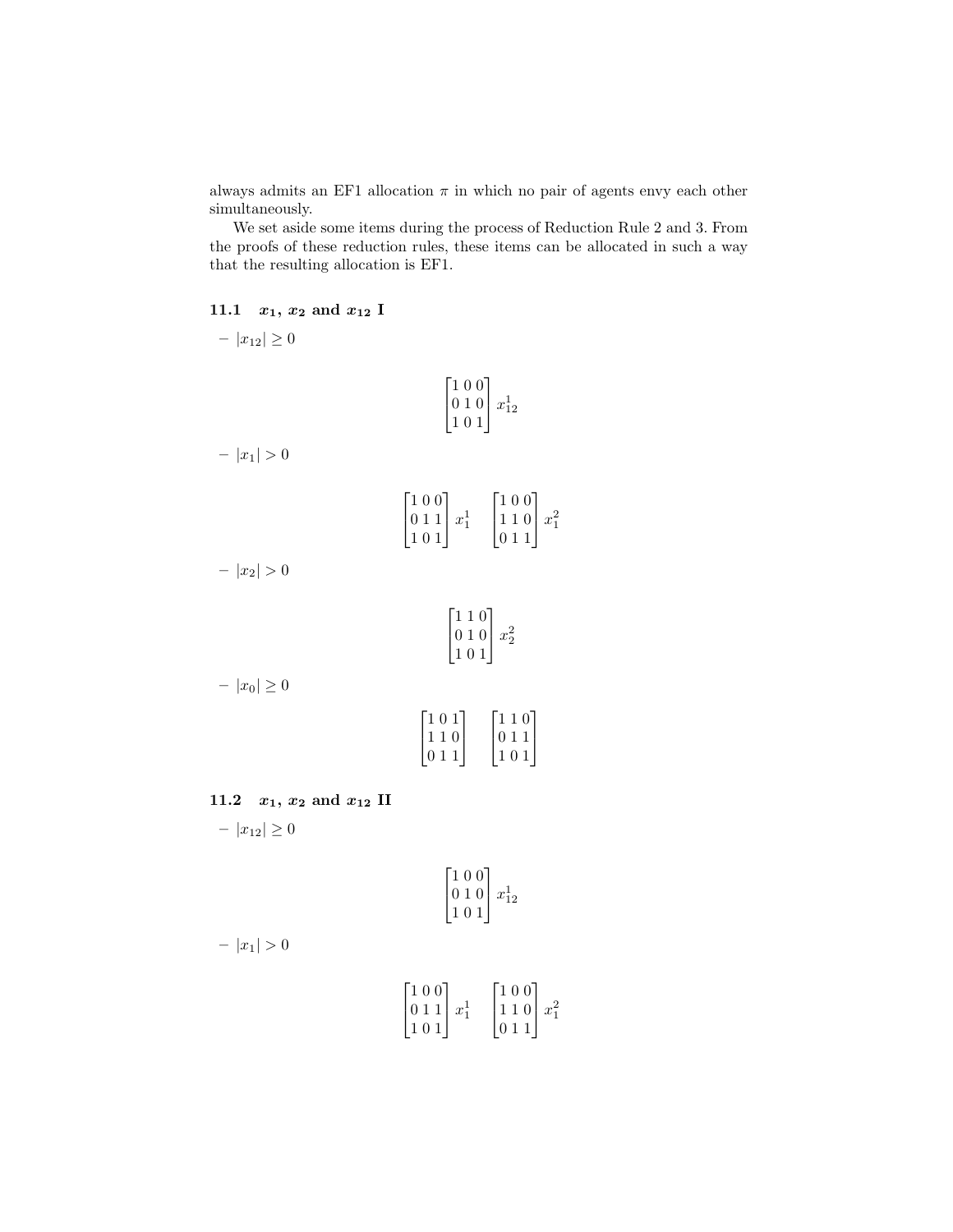always admits an EF1 allocation $\pi$ in which no pair of agents envy each other simultaneously.

We set aside some items during the process of Reduction Rule 2 and 3. From the proofs of these reduction rules, these items can be allocated in such a way that the resulting allocation is EF1.

### 11.1 $x_1$, $x_2$ and $x_{12}$ I

- $|x_{12}| \geq 0$

$$\begin{bmatrix} 1 & 0 & 0 \\ 0 & 1 & 0 \\ 1 & 0 & 1 \end{bmatrix} x_{12}^1$$

- $|x_1| > 0$

$$\begin{bmatrix} 1 & 0 & 0 \\ 0 & 1 & 1 \\ 1 & 0 & 1 \end{bmatrix} x_1^1 \quad \begin{bmatrix} 1 & 0 & 0 \\ 1 & 1 & 0 \\ 0 & 1 & 1 \end{bmatrix} x_1^2$$

- $|x_2| > 0$

$$\begin{bmatrix} 1 & 1 & 0 \\ 0 & 1 & 0 \\ 1 & 0 & 1 \end{bmatrix} x_2^2$$

- $|x_0| \geq 0$

$$\begin{bmatrix} 1 & 0 & 1 \\ 1 & 1 & 0 \\ 0 & 1 & 1 \end{bmatrix} \quad \begin{bmatrix} 1 & 1 & 0 \\ 0 & 1 & 1 \\ 1 & 0 & 1 \end{bmatrix}$$

### 11.2 $x_1$, $x_2$ and $x_{12}$ II

- $|x_{12}| \geq 0$

$$\begin{bmatrix} 1 & 0 & 0 \\ 0 & 1 & 0 \\ 1 & 0 & 1 \end{bmatrix} x_{12}^1$$

- $|x_1| > 0$

$$\begin{bmatrix} 1 & 0 & 0 \\ 0 & 1 & 1 \\ 1 & 0 & 1 \end{bmatrix} x_1^1 \quad \begin{bmatrix} 1 & 0 & 0 \\ 1 & 1 & 0 \\ 0 & 1 & 1 \end{bmatrix} x_1^2$$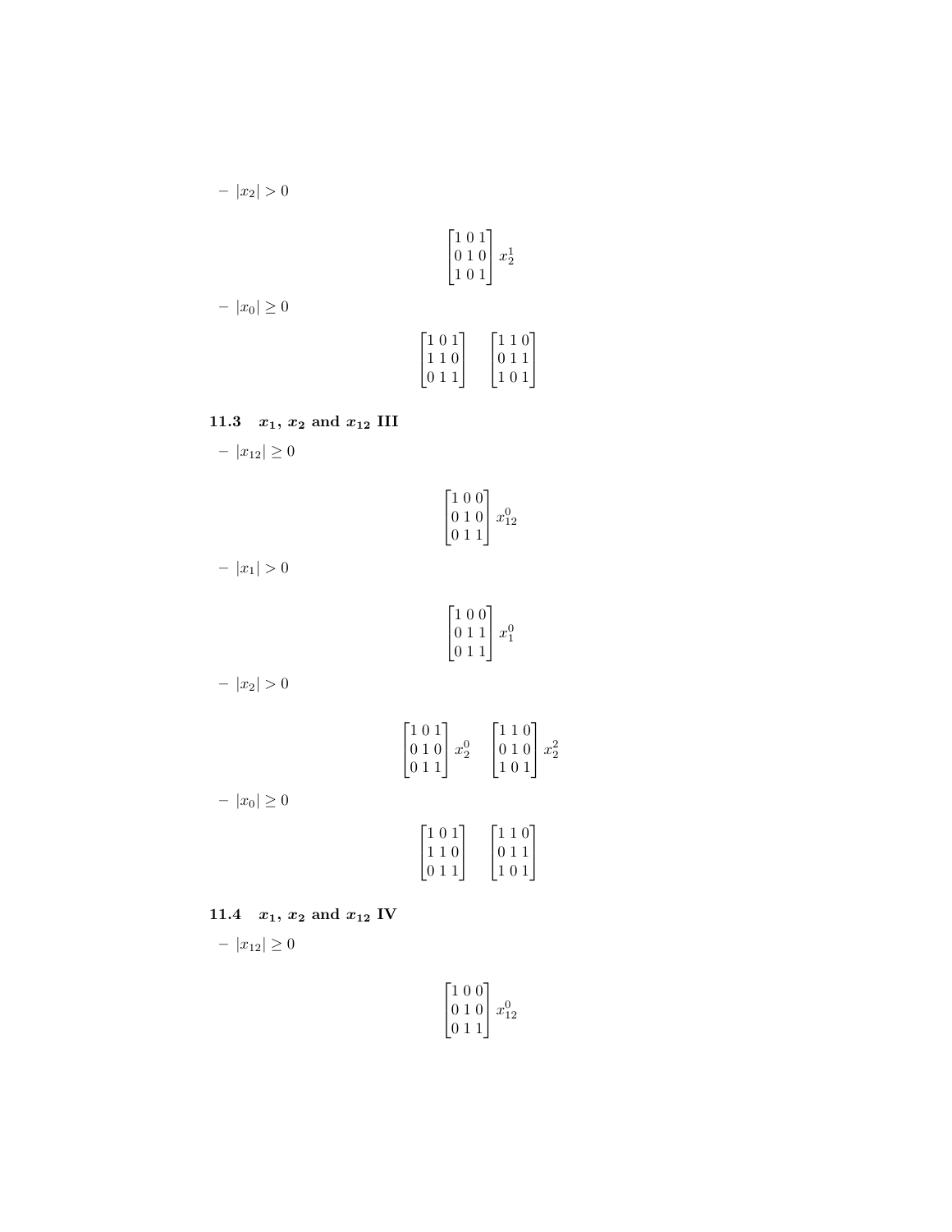– $|x_2| > 0$

$$\begin{bmatrix} 1 & 0 & 1 \\ 0 & 1 & 0 \\ 1 & 0 & 1 \end{bmatrix} x_2^1$$

– $|x_0| \geq 0$

$$\begin{bmatrix} 1 & 0 & 1 \\ 1 & 1 & 0 \\ 0 & 1 & 1 \end{bmatrix} \quad \begin{bmatrix} 1 & 1 & 0 \\ 0 & 1 & 1 \\ 1 & 0 & 1 \end{bmatrix}$$

### 11.3 $x_1$, $x_2$ and $x_{12}$ III

– $|x_{12}| \geq 0$

$$\begin{bmatrix} 1 & 0 & 0 \\ 0 & 1 & 0 \\ 0 & 1 & 1 \end{bmatrix} x_{12}^0$$

– $|x_1| > 0$

$$\begin{bmatrix} 1 & 0 & 0 \\ 0 & 1 & 1 \\ 0 & 1 & 1 \end{bmatrix} x_1^0$$

– $|x_2| > 0$

$$\begin{bmatrix} 1 & 0 & 1 \\ 0 & 1 & 0 \\ 0 & 1 & 1 \end{bmatrix} x_2^0 \quad \begin{bmatrix} 1 & 1 & 0 \\ 0 & 1 & 0 \\ 1 & 0 & 1 \end{bmatrix} x_2^2$$

– $|x_0| \geq 0$

$$\begin{bmatrix} 1 & 0 & 1 \\ 1 & 1 & 0 \\ 0 & 1 & 1 \end{bmatrix} \quad \begin{bmatrix} 1 & 1 & 0 \\ 0 & 1 & 1 \\ 1 & 0 & 1 \end{bmatrix}$$

### 11.4 $x_1$, $x_2$ and $x_{12}$ IV

– $|x_{12}| \geq 0$

$$\begin{bmatrix} 1 & 0 & 0 \\ 0 & 1 & 0 \\ 0 & 1 & 1 \end{bmatrix} x_{12}^0$$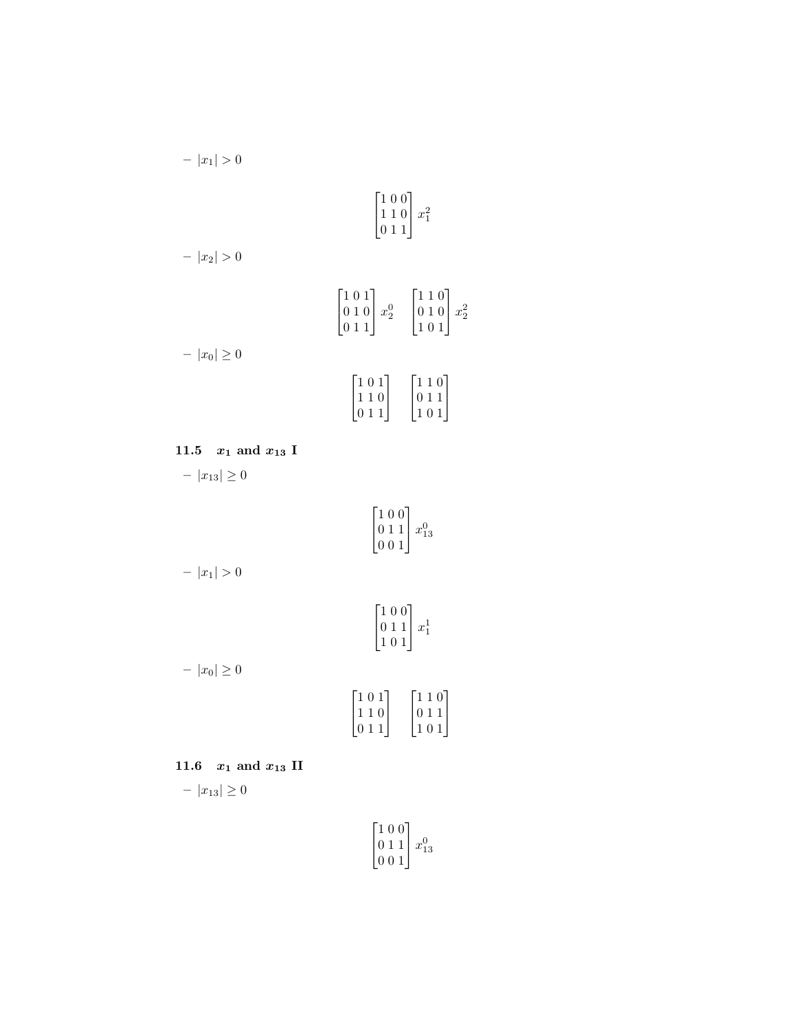- $|x_1| > 0$

$$\begin{bmatrix} 1 & 0 & 0 \\ 1 & 1 & 0 \\ 0 & 1 & 1 \end{bmatrix} x_1^2$$

- $|x_2| > 0$

$$\begin{bmatrix} 1 & 0 & 1 \\ 0 & 1 & 0 \\ 0 & 1 & 1 \end{bmatrix} x_2^0 \quad \begin{bmatrix} 1 & 1 & 0 \\ 0 & 1 & 0 \\ 1 & 0 & 1 \end{bmatrix} x_2^2$$

- $|x_0| \geq 0$

$$\begin{bmatrix} 1 & 0 & 1 \\ 1 & 1 & 0 \\ 0 & 1 & 1 \end{bmatrix} \quad \begin{bmatrix} 1 & 1 & 0 \\ 0 & 1 & 1 \\ 1 & 0 & 1 \end{bmatrix}$$

### 11.5 $x_1$ and $x_{13}$ I

- $|x_{13}| \geq 0$

$$\begin{bmatrix} 1 & 0 & 0 \\ 0 & 1 & 1 \\ 0 & 0 & 1 \end{bmatrix} x_{13}^0$$

- $|x_1| > 0$

$$\begin{bmatrix} 1 & 0 & 0 \\ 0 & 1 & 1 \\ 1 & 0 & 1 \end{bmatrix} x_1^1$$

- $|x_0| \geq 0$

$$\begin{bmatrix} 1 & 0 & 1 \\ 1 & 1 & 0 \\ 0 & 1 & 1 \end{bmatrix} \quad \begin{bmatrix} 1 & 1 & 0 \\ 0 & 1 & 1 \\ 1 & 0 & 1 \end{bmatrix}$$

### 11.6 $x_1$ and $x_{13}$ II

- $|x_{13}| \geq 0$

$$\begin{bmatrix} 1 & 0 & 0 \\ 0 & 1 & 1 \\ 0 & 0 & 1 \end{bmatrix} x_{13}^0$$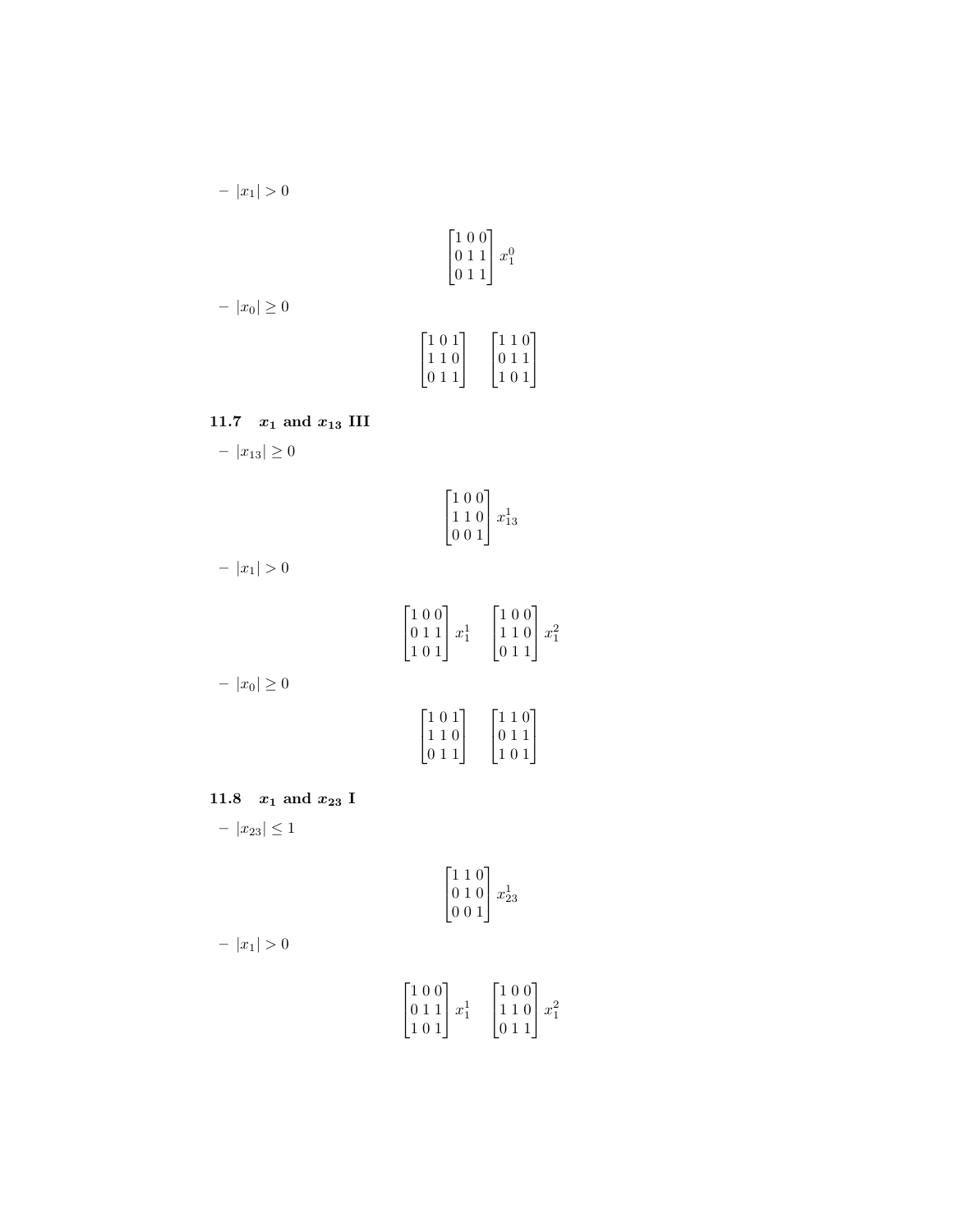- $|x_1| > 0$

$$\begin{bmatrix} 1 & 0 & 0 \\ 0 & 1 & 1 \\ 0 & 1 & 1 \end{bmatrix} x_1^0$$

- $|x_0| \geq 0$

$$\begin{bmatrix} 1 & 0 & 1 \\ 1 & 1 & 0 \\ 0 & 1 & 1 \end{bmatrix} \quad \begin{bmatrix} 1 & 1 & 0 \\ 0 & 1 & 1 \\ 1 & 0 & 1 \end{bmatrix}$$

### 11.7 $x_1$ and $x_{13}$ III

- $|x_{13}| \geq 0$

$$\begin{bmatrix} 1 & 0 & 0 \\ 1 & 1 & 0 \\ 0 & 0 & 1 \end{bmatrix} x_{13}^1$$

- $|x_1| > 0$

$$\begin{bmatrix} 1 & 0 & 0 \\ 0 & 1 & 1 \\ 1 & 0 & 1 \end{bmatrix} x_1^1 \quad \begin{bmatrix} 1 & 0 & 0 \\ 1 & 1 & 0 \\ 0 & 1 & 1 \end{bmatrix} x_1^2$$

- $|x_0| \geq 0$

$$\begin{bmatrix} 1 & 0 & 1 \\ 1 & 1 & 0 \\ 0 & 1 & 1 \end{bmatrix} \quad \begin{bmatrix} 1 & 1 & 0 \\ 0 & 1 & 1 \\ 1 & 0 & 1 \end{bmatrix}$$

### 11.8 $x_1$ and $x_{23}$ I

- $|x_{23}| \leq 1$

$$\begin{bmatrix} 1 & 1 & 0 \\ 0 & 1 & 0 \\ 0 & 0 & 1 \end{bmatrix} x_{23}^1$$

- $|x_1| > 0$

$$\begin{bmatrix} 1 & 0 & 0 \\ 0 & 1 & 1 \\ 1 & 0 & 1 \end{bmatrix} x_1^1 \quad \begin{bmatrix} 1 & 0 & 0 \\ 1 & 1 & 0 \\ 0 & 1 & 1 \end{bmatrix} x_1^2$$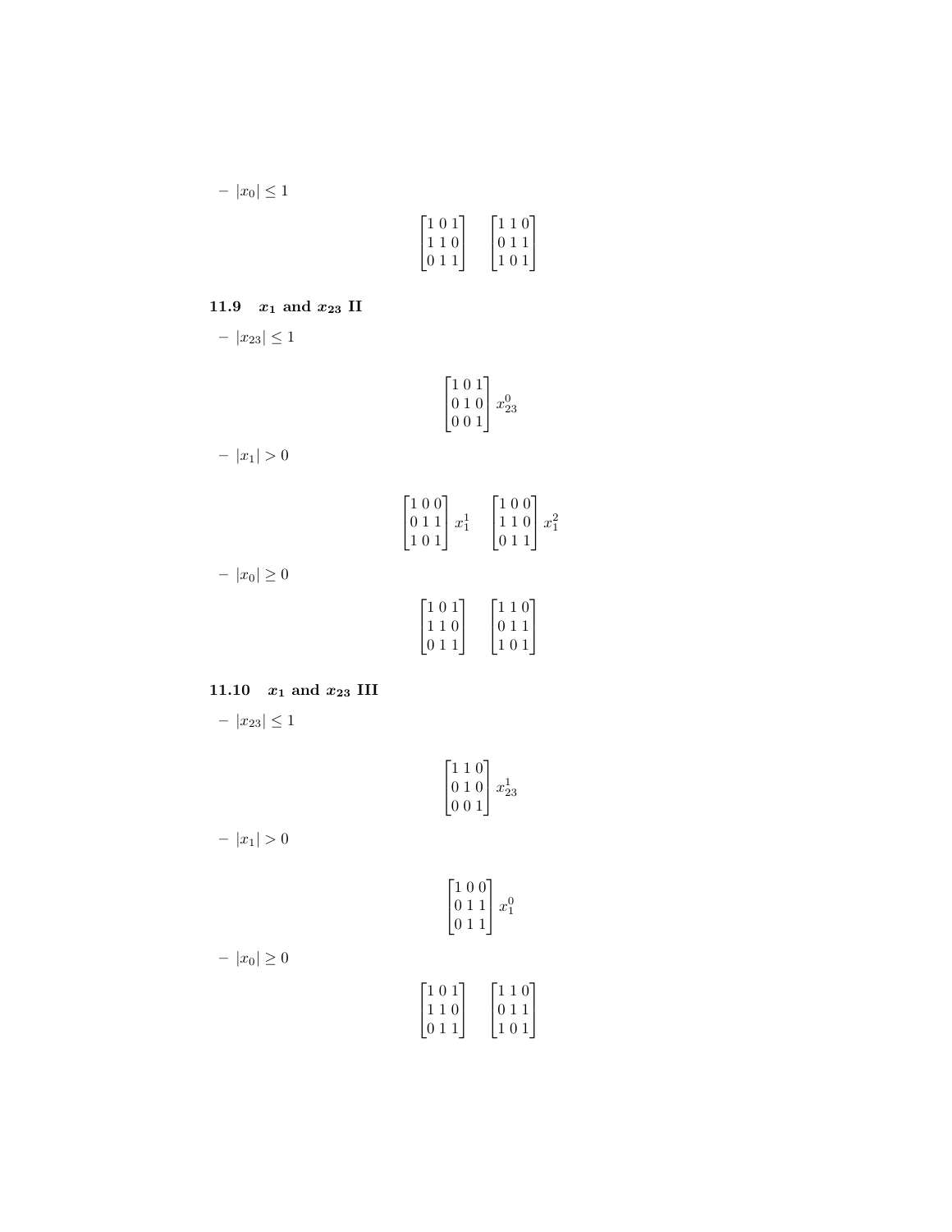– $|x_0| \leq 1$

$$\begin{bmatrix}1&0&1\\1&1&0\\0&1&1\end{bmatrix} \quad \begin{bmatrix}1&1&0\\0&1&1\\1&0&1\end{bmatrix}$$

### 11.9 $x_1$ and $x_{23}$ II

– $|x_{23}| \leq 1$

$$\begin{bmatrix}1&0&1\\0&1&0\\0&0&1\end{bmatrix} x_{23}^0$$

– $|x_1| > 0$

$$\begin{bmatrix}1&0&0\\0&1&1\\1&0&1\end{bmatrix} x_1^1 \quad \begin{bmatrix}1&0&0\\1&1&0\\0&1&1\end{bmatrix} x_1^2$$

– $|x_0| \geq 0$

$$\begin{bmatrix}1&0&1\\1&1&0\\0&1&1\end{bmatrix} \quad \begin{bmatrix}1&1&0\\0&1&1\\1&0&1\end{bmatrix}$$

### 11.10 $x_1$ and $x_{23}$ III

– $|x_{23}| \leq 1$

$$\begin{bmatrix}1&1&0\\0&1&0\\0&0&1\end{bmatrix} x_{23}^1$$

– $|x_1| > 0$

$$\begin{bmatrix}1&0&0\\0&1&1\\0&1&1\end{bmatrix} x_1^0$$

– $|x_0| \geq 0$

$$\begin{bmatrix}1&0&1\\1&1&0\\0&1&1\end{bmatrix} \quad \begin{bmatrix}1&1&0\\0&1&1\\1&0&1\end{bmatrix}$$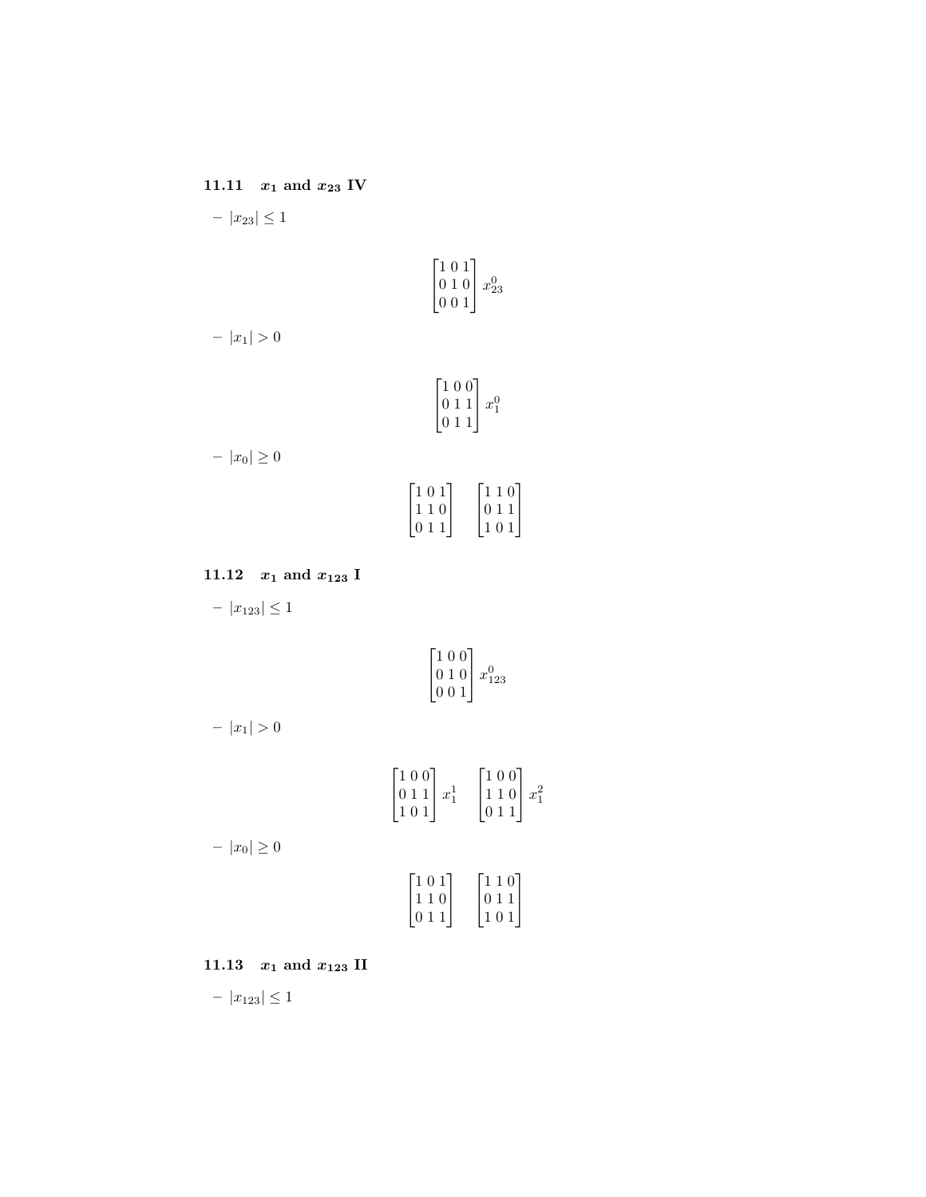### 11.11 $x_1$ and $x_{23}$ IV

- $|x_{23}| \leq 1$

$$\begin{bmatrix} 1 & 0 & 1 \\ 0 & 1 & 0 \\ 0 & 0 & 1 \end{bmatrix} x_{23}^0$$

- $|x_1| > 0$

$$\begin{bmatrix} 1 & 0 & 0 \\ 0 & 1 & 1 \\ 0 & 1 & 1 \end{bmatrix} x_1^0$$

- $|x_0| \geq 0$

$$\begin{bmatrix} 1 & 0 & 1 \\ 1 & 1 & 0 \\ 0 & 1 & 1 \end{bmatrix} \quad \begin{bmatrix} 1 & 1 & 0 \\ 0 & 1 & 1 \\ 1 & 0 & 1 \end{bmatrix}$$

### 11.12 $x_1$ and $x_{123}$ I

- $|x_{123}| \leq 1$

$$\begin{bmatrix} 1 & 0 & 0 \\ 0 & 1 & 0 \\ 0 & 0 & 1 \end{bmatrix} x_{123}^0$$

- $|x_1| > 0$

$$\begin{bmatrix} 1 & 0 & 0 \\ 0 & 1 & 1 \\ 1 & 0 & 1 \end{bmatrix} x_1^1 \quad \begin{bmatrix} 1 & 0 & 0 \\ 1 & 1 & 0 \\ 0 & 1 & 1 \end{bmatrix} x_1^2$$

- $|x_0| \geq 0$

$$\begin{bmatrix} 1 & 0 & 1 \\ 1 & 1 & 0 \\ 0 & 1 & 1 \end{bmatrix} \quad \begin{bmatrix} 1 & 1 & 0 \\ 0 & 1 & 1 \\ 1 & 0 & 1 \end{bmatrix}$$

### 11.13 $x_1$ and $x_{123}$ II

- $|x_{123}| \leq 1$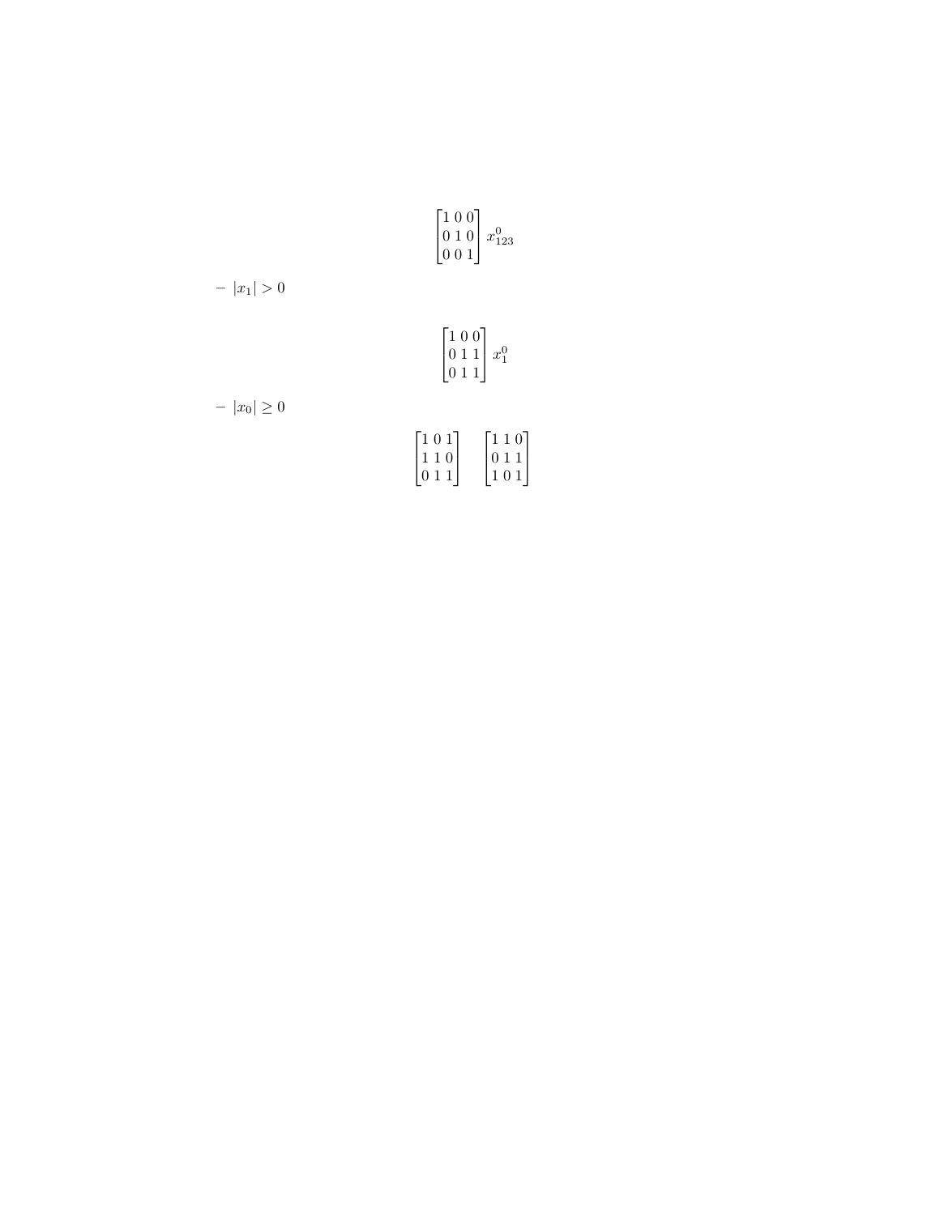$$\begin{bmatrix} 1 & 0 & 0 \\ 0 & 1 & 0 \\ 0 & 0 & 1 \end{bmatrix} x^0_{123}$$

– $|x_1| > 0$

$$\begin{bmatrix} 1 & 0 & 0 \\ 0 & 1 & 1 \\ 0 & 1 & 1 \end{bmatrix} x^0_1$$

– $|x_0| \geq 0$

$$\begin{bmatrix} 1 & 0 & 1 \\ 1 & 1 & 0 \\ 0 & 1 & 1 \end{bmatrix} \quad \begin{bmatrix} 1 & 1 & 0 \\ 0 & 1 & 1 \\ 1 & 0 & 1 \end{bmatrix}$$